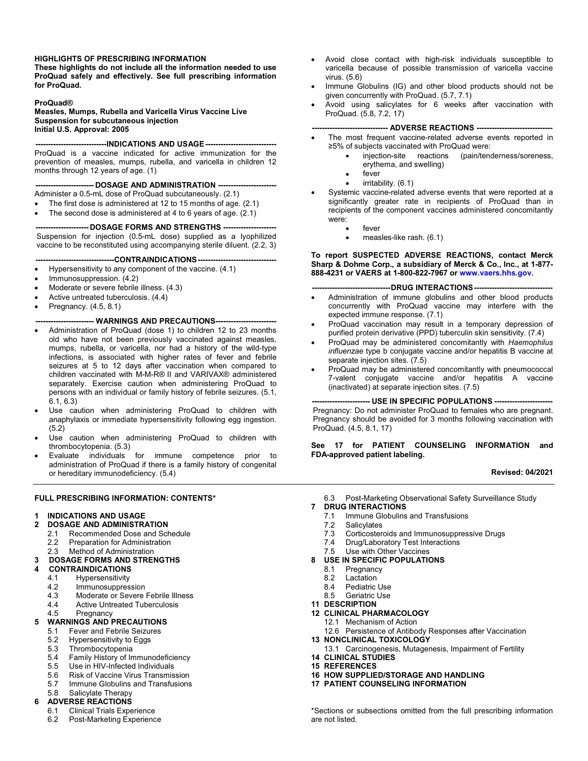**HIGHLIGHTS OF PRESCRIBING INFORMATION**
**These highlights do not include all the information needed to use ProQuad safely and effectively. See full prescribing information for ProQuad.**

**ProQuad®**
**Measles, Mumps, Rubella and Varicella Virus Vaccine Live**
**Suspension for subcutaneous injection**
**Initial U.S. Approval: 2005**

## INDICATIONS AND USAGE

ProQuad is a vaccine indicated for active immunization for the prevention of measles, mumps, rubella, and varicella in children 12 months through 12 years of age. (1)

## DOSAGE AND ADMINISTRATION

Administer a 0.5-mL dose of ProQuad subcutaneously. (2.1)

- The first dose is administered at 12 to 15 months of age. (2.1)
- The second dose is administered at 4 to 6 years of age. (2.1)

## DOSAGE FORMS AND STRENGTHS

Suspension for injection (0.5-mL dose) supplied as a lyophilized vaccine to be reconstituted using accompanying sterile diluent. (2.2, 3)

## CONTRAINDICATIONS

- Hypersensitivity to any component of the vaccine. (4.1)
- Immunosuppression. (4.2)
- Moderate or severe febrile illness. (4.3)
- Active untreated tuberculosis. (4.4)
- Pregnancy. (4.5, 8.1)

## WARNINGS AND PRECAUTIONS

- Administration of ProQuad (dose 1) to children 12 to 23 months old who have not been previously vaccinated against measles, mumps, rubella, or varicella, nor had a history of the wild-type infections, is associated with higher rates of fever and febrile seizures at 5 to 12 days after vaccination when compared to children vaccinated with M-M-R® II and VARIVAX® administered separately. Exercise caution when administering ProQuad to persons with an individual or family history of febrile seizures. (5.1, 6.1, 6.3)
- Use caution when administering ProQuad to children with anaphylaxis or immediate hypersensitivity following egg ingestion. (5.2)
- Use caution when administering ProQuad to children with thrombocytopenia. (5.3)
- Evaluate individuals for immune competence prior to administration of ProQuad if there is a family history of congenital or hereditary immunodeficiency. (5.4)
- Avoid close contact with high-risk individuals susceptible to varicella because of possible transmission of varicella vaccine virus. (5.6)
- Immune Globulins (IG) and other blood products should not be given concurrently with ProQuad. (5.7, 7.1)
- Avoid using salicylates for 6 weeks after vaccination with ProQuad. (5.8, 7.2, 17)

## ADVERSE REACTIONS

- The most frequent vaccine-related adverse events reported in ≥5% of subjects vaccinated with ProQuad were:
  - injection-site reactions (pain/tenderness/soreness, erythema, and swelling)
  - fever
  - irritability. (6.1)
- Systemic vaccine-related adverse events that were reported at a significantly greater rate in recipients of ProQuad than in recipients of the component vaccines administered concomitantly were:
  - fever
  - measles-like rash. (6.1)

**To report SUSPECTED ADVERSE REACTIONS, contact Merck Sharp & Dohme Corp., a subsidiary of Merck & Co., Inc., at 1-877-888-4231 or VAERS at 1-800-822-7967 or www.vaers.hhs.gov.**

## DRUG INTERACTIONS

- Administration of immune globulins and other blood products concurrently with ProQuad vaccine may interfere with the expected immune response. (7.1)
- ProQuad vaccination may result in a temporary depression of purified protein derivative (PPD) tuberculin skin sensitivity. (7.4)
- ProQuad may be administered concomitantly with *Haemophilus influenzae* type b conjugate vaccine and/or hepatitis B vaccine at separate injection sites. (7.5)
- ProQuad may be administered concomitantly with pneumococcal 7-valent conjugate vaccine and/or hepatitis A vaccine (inactivated) at separate injection sites. (7.5)

## USE IN SPECIFIC POPULATIONS

Pregnancy: Do not administer ProQuad to females who are pregnant. Pregnancy should be avoided for 3 months following vaccination with ProQuad. (4.5, 8.1, 17)

**See 17 for PATIENT COUNSELING INFORMATION and FDA-approved patient labeling.**

**Revised: 04/2021**

---

**FULL PRESCRIBING INFORMATION: CONTENTS***

**1 INDICATIONS AND USAGE**
**2 DOSAGE AND ADMINISTRATION**
- 2.1 Recommended Dose and Schedule
- 2.2 Preparation for Administration
- 2.3 Method of Administration

**3 DOSAGE FORMS AND STRENGTHS**
**4 CONTRAINDICATIONS**
- 4.1 Hypersensitivity
- 4.2 Immunosuppression
- 4.3 Moderate or Severe Febrile Illness
- 4.4 Active Untreated Tuberculosis
- 4.5 Pregnancy

**5 WARNINGS AND PRECAUTIONS**
- 5.1 Fever and Febrile Seizures
- 5.2 Hypersensitivity to Eggs
- 5.3 Thrombocytopenia
- 5.4 Family History of Immunodeficiency
- 5.5 Use in HIV-Infected Individuals
- 5.6 Risk of Vaccine Virus Transmission
- 5.7 Immune Globulins and Transfusions
- 5.8 Salicylate Therapy

**6 ADVERSE REACTIONS**
- 6.1 Clinical Trials Experience
- 6.2 Post-Marketing Experience
- 6.3 Post-Marketing Observational Safety Surveillance Study

**7 DRUG INTERACTIONS**
- 7.1 Immune Globulins and Transfusions
- 7.2 Salicylates
- 7.3 Corticosteroids and Immunosuppressive Drugs
- 7.4 Drug/Laboratory Test Interactions
- 7.5 Use with Other Vaccines

**8 USE IN SPECIFIC POPULATIONS**
- 8.1 Pregnancy
- 8.2 Lactation
- 8.4 Pediatric Use
- 8.5 Geriatric Use

**11 DESCRIPTION**
**12 CLINICAL PHARMACOLOGY**
- 12.1 Mechanism of Action
- 12.6 Persistence of Antibody Responses after Vaccination

**13 NONCLINICAL TOXICOLOGY**
- 13.1 Carcinogenesis, Mutagenesis, Impairment of Fertility

**14 CLINICAL STUDIES**
**15 REFERENCES**
**16 HOW SUPPLIED/STORAGE AND HANDLING**
**17 PATIENT COUNSELING INFORMATION**

*Sections or subsections omitted from the full prescribing information are not listed.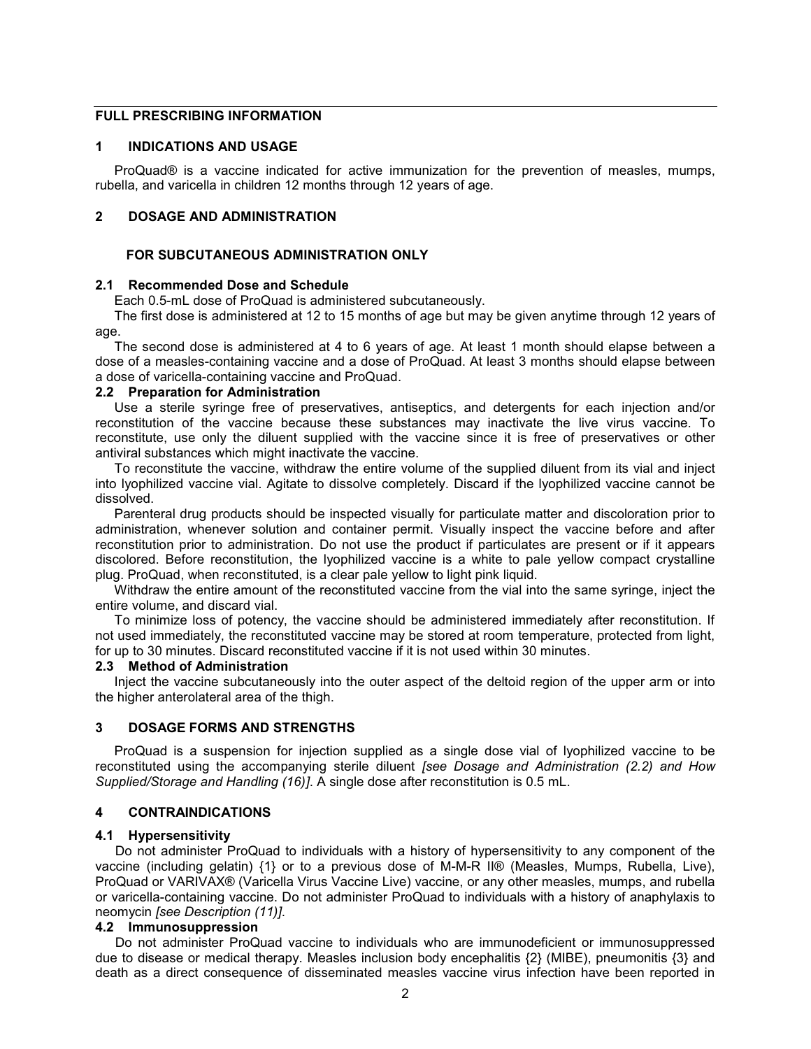# FULL PRESCRIBING INFORMATION

## 1 INDICATIONS AND USAGE

ProQuad® is a vaccine indicated for active immunization for the prevention of measles, mumps, rubella, and varicella in children 12 months through 12 years of age.

## 2 DOSAGE AND ADMINISTRATION

**FOR SUBCUTANEOUS ADMINISTRATION ONLY**

### 2.1 Recommended Dose and Schedule

Each 0.5-mL dose of ProQuad is administered subcutaneously.

The first dose is administered at 12 to 15 months of age but may be given anytime through 12 years of age.

The second dose is administered at 4 to 6 years of age. At least 1 month should elapse between a dose of a measles-containing vaccine and a dose of ProQuad. At least 3 months should elapse between a dose of varicella-containing vaccine and ProQuad.

### 2.2 Preparation for Administration

Use a sterile syringe free of preservatives, antiseptics, and detergents for each injection and/or reconstitution of the vaccine because these substances may inactivate the live virus vaccine. To reconstitute, use only the diluent supplied with the vaccine since it is free of preservatives or other antiviral substances which might inactivate the vaccine.

To reconstitute the vaccine, withdraw the entire volume of the supplied diluent from its vial and inject into lyophilized vaccine vial. Agitate to dissolve completely. Discard if the lyophilized vaccine cannot be dissolved.

Parenteral drug products should be inspected visually for particulate matter and discoloration prior to administration, whenever solution and container permit. Visually inspect the vaccine before and after reconstitution prior to administration. Do not use the product if particulates are present or if it appears discolored. Before reconstitution, the lyophilized vaccine is a white to pale yellow compact crystalline plug. ProQuad, when reconstituted, is a clear pale yellow to light pink liquid.

Withdraw the entire amount of the reconstituted vaccine from the vial into the same syringe, inject the entire volume, and discard vial.

To minimize loss of potency, the vaccine should be administered immediately after reconstitution. If not used immediately, the reconstituted vaccine may be stored at room temperature, protected from light, for up to 30 minutes. Discard reconstituted vaccine if it is not used within 30 minutes.

### 2.3 Method of Administration

Inject the vaccine subcutaneously into the outer aspect of the deltoid region of the upper arm or into the higher anterolateral area of the thigh.

## 3 DOSAGE FORMS AND STRENGTHS

ProQuad is a suspension for injection supplied as a single dose vial of lyophilized vaccine to be reconstituted using the accompanying sterile diluent *[see Dosage and Administration (2.2) and How Supplied/Storage and Handling (16)]*. A single dose after reconstitution is 0.5 mL.

## 4 CONTRAINDICATIONS

### 4.1 Hypersensitivity

Do not administer ProQuad to individuals with a history of hypersensitivity to any component of the vaccine (including gelatin) {1} or to a previous dose of M-M-R II® (Measles, Mumps, Rubella, Live), ProQuad or VARIVAX® (Varicella Virus Vaccine Live) vaccine, or any other measles, mumps, and rubella or varicella-containing vaccine. Do not administer ProQuad to individuals with a history of anaphylaxis to neomycin *[see Description (11)]*.

### 4.2 Immunosuppression

Do not administer ProQuad vaccine to individuals who are immunodeficient or immunosuppressed due to disease or medical therapy. Measles inclusion body encephalitis {2} (MIBE), pneumonitis {3} and death as a direct consequence of disseminated measles vaccine virus infection have been reported in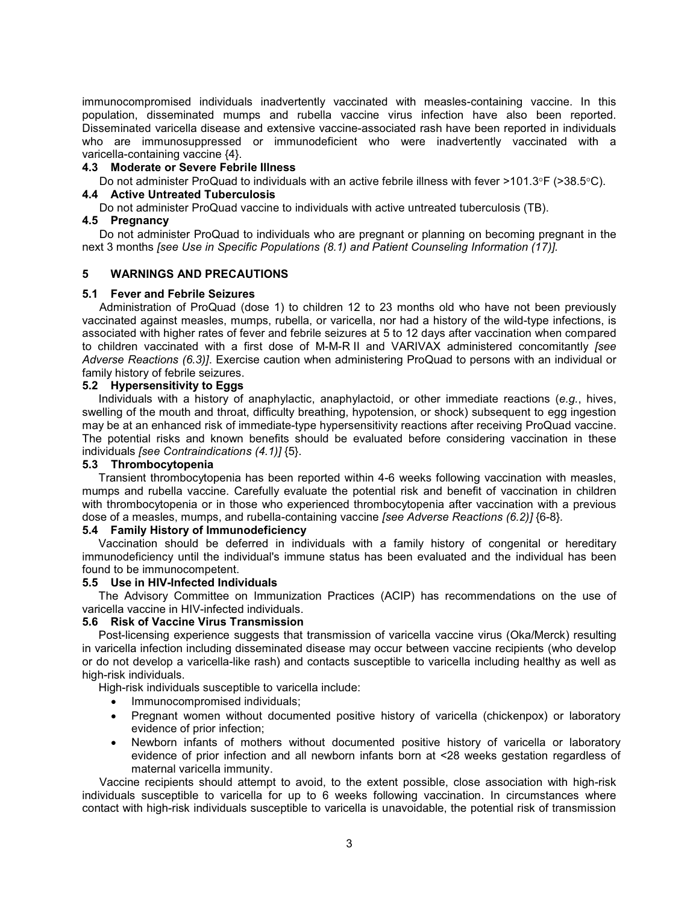immunocompromised individuals inadvertently vaccinated with measles-containing vaccine. In this population, disseminated mumps and rubella vaccine virus infection have also been reported. Disseminated varicella disease and extensive vaccine-associated rash have been reported in individuals who are immunosuppressed or immunodeficient who were inadvertently vaccinated with a varicella-containing vaccine {4}.

### 4.3 Moderate or Severe Febrile Illness

Do not administer ProQuad to individuals with an active febrile illness with fever >101.3°F (>38.5°C).

### 4.4 Active Untreated Tuberculosis

Do not administer ProQuad vaccine to individuals with active untreated tuberculosis (TB).

### 4.5 Pregnancy

Do not administer ProQuad to individuals who are pregnant or planning on becoming pregnant in the next 3 months *[see Use in Specific Populations (8.1) and Patient Counseling Information (17)]*.

## 5 WARNINGS AND PRECAUTIONS

### 5.1 Fever and Febrile Seizures

Administration of ProQuad (dose 1) to children 12 to 23 months old who have not been previously vaccinated against measles, mumps, rubella, or varicella, nor had a history of the wild-type infections, is associated with higher rates of fever and febrile seizures at 5 to 12 days after vaccination when compared to children vaccinated with a first dose of M-M-R II and VARIVAX administered concomitantly *[see Adverse Reactions (6.3)]*. Exercise caution when administering ProQuad to persons with an individual or family history of febrile seizures.

### 5.2 Hypersensitivity to Eggs

Individuals with a history of anaphylactic, anaphylactoid, or other immediate reactions (*e.g.*, hives, swelling of the mouth and throat, difficulty breathing, hypotension, or shock) subsequent to egg ingestion may be at an enhanced risk of immediate-type hypersensitivity reactions after receiving ProQuad vaccine. The potential risks and known benefits should be evaluated before considering vaccination in these individuals *[see Contraindications (4.1)]* {5}.

### 5.3 Thrombocytopenia

Transient thrombocytopenia has been reported within 4-6 weeks following vaccination with measles, mumps and rubella vaccine. Carefully evaluate the potential risk and benefit of vaccination in children with thrombocytopenia or in those who experienced thrombocytopenia after vaccination with a previous dose of a measles, mumps, and rubella-containing vaccine *[see Adverse Reactions (6.2)]* {6-8}.

### 5.4 Family History of Immunodeficiency

Vaccination should be deferred in individuals with a family history of congenital or hereditary immunodeficiency until the individual's immune status has been evaluated and the individual has been found to be immunocompetent.

### 5.5 Use in HIV-Infected Individuals

The Advisory Committee on Immunization Practices (ACIP) has recommendations on the use of varicella vaccine in HIV-infected individuals.

### 5.6 Risk of Vaccine Virus Transmission

Post-licensing experience suggests that transmission of varicella vaccine virus (Oka/Merck) resulting in varicella infection including disseminated disease may occur between vaccine recipients (who develop or do not develop a varicella-like rash) and contacts susceptible to varicella including healthy as well as high-risk individuals.

High-risk individuals susceptible to varicella include:

- Immunocompromised individuals;
- Pregnant women without documented positive history of varicella (chickenpox) or laboratory evidence of prior infection;
- Newborn infants of mothers without documented positive history of varicella or laboratory evidence of prior infection and all newborn infants born at <28 weeks gestation regardless of maternal varicella immunity.

Vaccine recipients should attempt to avoid, to the extent possible, close association with high-risk individuals susceptible to varicella for up to 6 weeks following vaccination. In circumstances where contact with high-risk individuals susceptible to varicella is unavoidable, the potential risk of transmission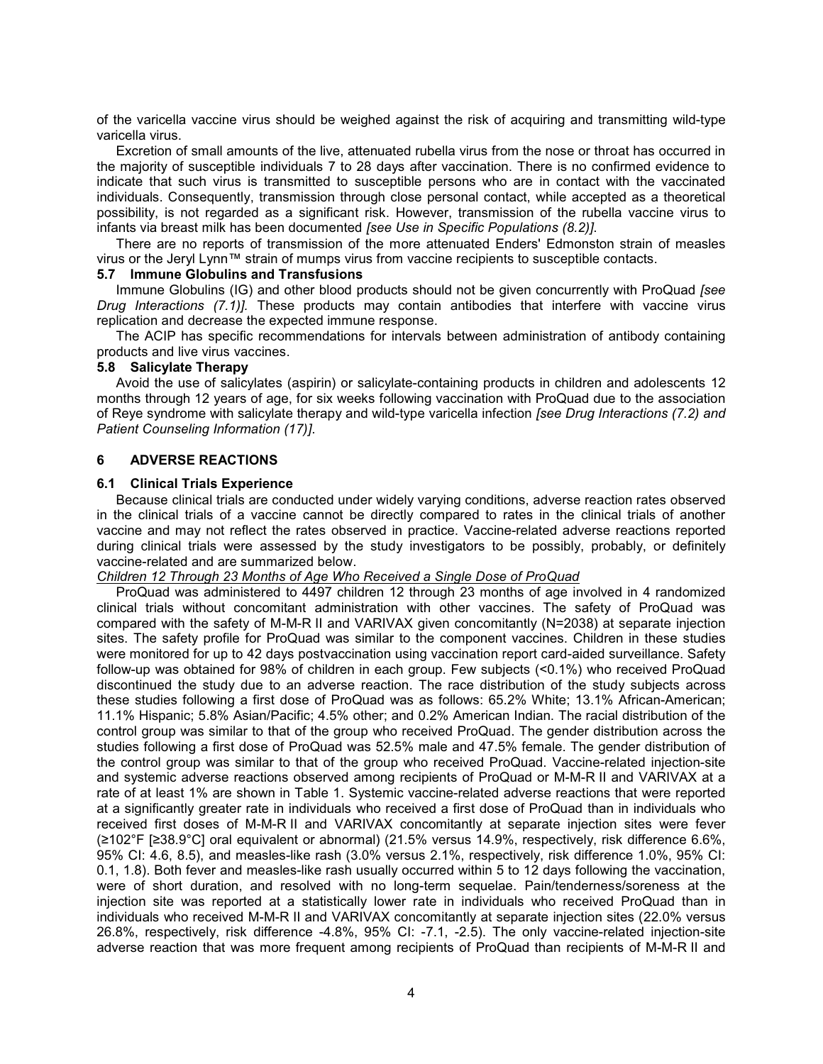of the varicella vaccine virus should be weighed against the risk of acquiring and transmitting wild-type varicella virus.

Excretion of small amounts of the live, attenuated rubella virus from the nose or throat has occurred in the majority of susceptible individuals 7 to 28 days after vaccination. There is no confirmed evidence to indicate that such virus is transmitted to susceptible persons who are in contact with the vaccinated individuals. Consequently, transmission through close personal contact, while accepted as a theoretical possibility, is not regarded as a significant risk. However, transmission of the rubella vaccine virus to infants via breast milk has been documented *[see Use in Specific Populations (8.2)]*.

There are no reports of transmission of the more attenuated Enders' Edmonston strain of measles virus or the Jeryl Lynn™ strain of mumps virus from vaccine recipients to susceptible contacts.

### 5.7 Immune Globulins and Transfusions

Immune Globulins (IG) and other blood products should not be given concurrently with ProQuad *[see Drug Interactions (7.1)]*. These products may contain antibodies that interfere with vaccine virus replication and decrease the expected immune response.

The ACIP has specific recommendations for intervals between administration of antibody containing products and live virus vaccines.

### 5.8 Salicylate Therapy

Avoid the use of salicylates (aspirin) or salicylate-containing products in children and adolescents 12 months through 12 years of age, for six weeks following vaccination with ProQuad due to the association of Reye syndrome with salicylate therapy and wild-type varicella infection *[see Drug Interactions (7.2) and Patient Counseling Information (17)]*.

## 6 ADVERSE REACTIONS

### 6.1 Clinical Trials Experience

Because clinical trials are conducted under widely varying conditions, adverse reaction rates observed in the clinical trials of a vaccine cannot be directly compared to rates in the clinical trials of another vaccine and may not reflect the rates observed in practice. Vaccine-related adverse reactions reported during clinical trials were assessed by the study investigators to be possibly, probably, or definitely vaccine-related and are summarized below.

*Children 12 Through 23 Months of Age Who Received a Single Dose of ProQuad*

ProQuad was administered to 4497 children 12 through 23 months of age involved in 4 randomized clinical trials without concomitant administration with other vaccines. The safety of ProQuad was compared with the safety of M-M-R II and VARIVAX given concomitantly (N=2038) at separate injection sites. The safety profile for ProQuad was similar to the component vaccines. Children in these studies were monitored for up to 42 days postvaccination using vaccination report card-aided surveillance. Safety follow-up was obtained for 98% of children in each group. Few subjects (<0.1%) who received ProQuad discontinued the study due to an adverse reaction. The race distribution of the study subjects across these studies following a first dose of ProQuad was as follows: 65.2% White; 13.1% African-American; 11.1% Hispanic; 5.8% Asian/Pacific; 4.5% other; and 0.2% American Indian. The racial distribution of the control group was similar to that of the group who received ProQuad. The gender distribution across the studies following a first dose of ProQuad was 52.5% male and 47.5% female. The gender distribution of the control group was similar to that of the group who received ProQuad. Vaccine-related injection-site and systemic adverse reactions observed among recipients of ProQuad or M-M-R II and VARIVAX at a rate of at least 1% are shown in Table 1. Systemic vaccine-related adverse reactions that were reported at a significantly greater rate in individuals who received a first dose of ProQuad than in individuals who received first doses of M-M-R II and VARIVAX concomitantly at separate injection sites were fever (≥102°F [≥38.9°C] oral equivalent or abnormal) (21.5% versus 14.9%, respectively, risk difference 6.6%, 95% CI: 4.6, 8.5), and measles-like rash (3.0% versus 2.1%, respectively, risk difference 1.0%, 95% CI: 0.1, 1.8). Both fever and measles-like rash usually occurred within 5 to 12 days following the vaccination, were of short duration, and resolved with no long-term sequelae. Pain/tenderness/soreness at the injection site was reported at a statistically lower rate in individuals who received ProQuad than in individuals who received M-M-R II and VARIVAX concomitantly at separate injection sites (22.0% versus 26.8%, respectively, risk difference -4.8%, 95% CI: -7.1, -2.5). The only vaccine-related injection-site adverse reaction that was more frequent among recipients of ProQuad than recipients of M-M-R II and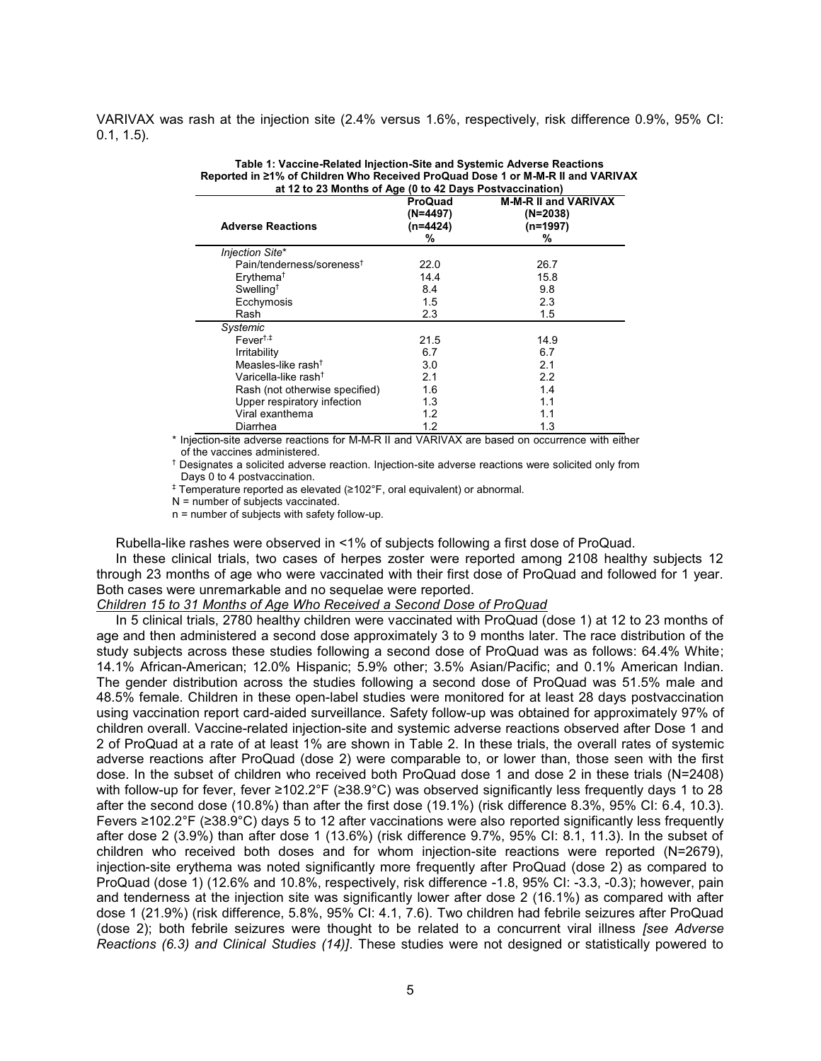VARIVAX was rash at the injection site (2.4% versus 1.6%, respectively, risk difference 0.9%, 95% CI: 0.1, 1.5).

**Table 1: Vaccine-Related Injection-Site and Systemic Adverse Reactions Reported in ≥1% of Children Who Received ProQuad Dose 1 or M-M-R II and VARIVAX at 12 to 23 Months of Age (0 to 42 Days Postvaccination)**

| Adverse Reactions | ProQuad (N=4497) (n=4424) % | M-M-R II and VARIVAX (N=2038) (n=1997) % |
|---|---|---|
| *Injection Site** | | |
| Pain/tenderness/soreness† | 22.0 | 26.7 |
| Erythema† | 14.4 | 15.8 |
| Swelling† | 8.4 | 9.8 |
| Ecchymosis | 1.5 | 2.3 |
| Rash | 2.3 | 1.5 |
| *Systemic* | | |
| Fever†,‡ | 21.5 | 14.9 |
| Irritability | 6.7 | 6.7 |
| Measles-like rash† | 3.0 | 2.1 |
| Varicella-like rash† | 2.1 | 2.2 |
| Rash (not otherwise specified) | 1.6 | 1.4 |
| Upper respiratory infection | 1.3 | 1.1 |
| Viral exanthema | 1.2 | 1.1 |
| Diarrhea | 1.2 | 1.3 |

\* Injection-site adverse reactions for M-M-R II and VARIVAX are based on occurrence with either of the vaccines administered.

† Designates a solicited adverse reaction. Injection-site adverse reactions were solicited only from Days 0 to 4 postvaccination.

‡ Temperature reported as elevated (≥102°F, oral equivalent) or abnormal.

N = number of subjects vaccinated.

n = number of subjects with safety follow-up.

Rubella-like rashes were observed in <1% of subjects following a first dose of ProQuad.

In these clinical trials, two cases of herpes zoster were reported among 2108 healthy subjects 12 through 23 months of age who were vaccinated with their first dose of ProQuad and followed for 1 year. Both cases were unremarkable and no sequelae were reported.

*Children 15 to 31 Months of Age Who Received a Second Dose of ProQuad*

In 5 clinical trials, 2780 healthy children were vaccinated with ProQuad (dose 1) at 12 to 23 months of age and then administered a second dose approximately 3 to 9 months later. The race distribution of the study subjects across these studies following a second dose of ProQuad was as follows: 64.4% White; 14.1% African-American; 12.0% Hispanic; 5.9% other; 3.5% Asian/Pacific; and 0.1% American Indian. The gender distribution across the studies following a second dose of ProQuad was 51.5% male and 48.5% female. Children in these open-label studies were monitored for at least 28 days postvaccination using vaccination report card-aided surveillance. Safety follow-up was obtained for approximately 97% of children overall. Vaccine-related injection-site and systemic adverse reactions observed after Dose 1 and 2 of ProQuad at a rate of at least 1% are shown in Table 2. In these trials, the overall rates of systemic adverse reactions after ProQuad (dose 2) were comparable to, or lower than, those seen with the first dose. In the subset of children who received both ProQuad dose 1 and dose 2 in these trials (N=2408) with follow-up for fever, fever ≥102.2°F (≥38.9°C) was observed significantly less frequently days 1 to 28 after the second dose (10.8%) than after the first dose (19.1%) (risk difference 8.3%, 95% CI: 6.4, 10.3). Fevers ≥102.2°F (≥38.9°C) days 5 to 12 after vaccinations were also reported significantly less frequently after dose 2 (3.9%) than after dose 1 (13.6%) (risk difference 9.7%, 95% CI: 8.1, 11.3). In the subset of children who received both doses and for whom injection-site reactions were reported (N=2679), injection-site erythema was noted significantly more frequently after ProQuad (dose 2) as compared to ProQuad (dose 1) (12.6% and 10.8%, respectively, risk difference -1.8, 95% CI: -3.3, -0.3); however, pain and tenderness at the injection site was significantly lower after dose 2 (16.1%) as compared with after dose 1 (21.9%) (risk difference, 5.8%, 95% CI: 4.1, 7.6). Two children had febrile seizures after ProQuad (dose 2); both febrile seizures were thought to be related to a concurrent viral illness *[see Adverse Reactions (6.3) and Clinical Studies (14)]*. These studies were not designed or statistically powered to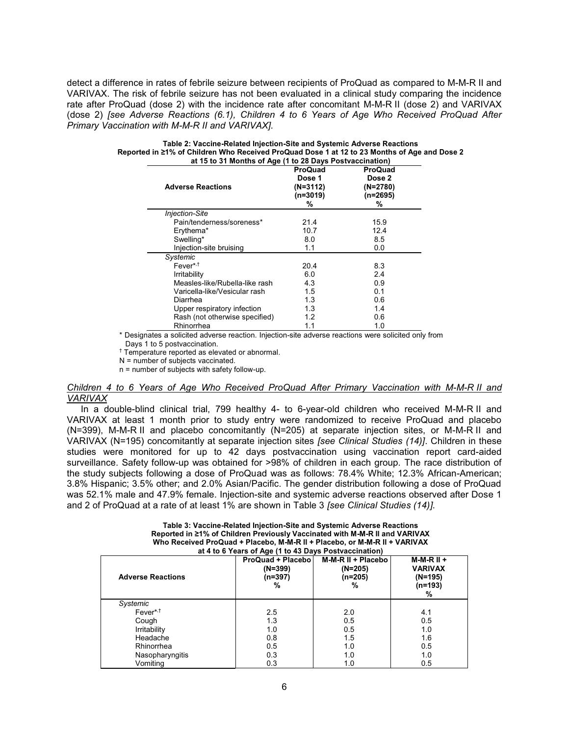detect a difference in rates of febrile seizure between recipients of ProQuad as compared to M-M-R II and VARIVAX. The risk of febrile seizure has not been evaluated in a clinical study comparing the incidence rate after ProQuad (dose 2) with the incidence rate after concomitant M-M-R II (dose 2) and VARIVAX (dose 2) *[see Adverse Reactions (6.1), Children 4 to 6 Years of Age Who Received ProQuad After Primary Vaccination with M-M-R II and VARIVAX].*

**Table 2: Vaccine-Related Injection-Site and Systemic Adverse Reactions Reported in ≥1% of Children Who Received ProQuad Dose 1 at 12 to 23 Months of Age and Dose 2 at 15 to 31 Months of Age (1 to 28 Days Postvaccination)**

| Adverse Reactions | ProQuad Dose 1 (N=3112) (n=3019) % | ProQuad Dose 2 (N=2780) (n=2695) % |
|---|---|---|
| *Injection-Site* | | |
| Pain/tenderness/soreness* | 21.4 | 15.9 |
| Erythema* | 10.7 | 12.4 |
| Swelling* | 8.0 | 8.5 |
| Injection-site bruising | 1.1 | 0.0 |
| *Systemic* | | |
| Fever*,† | 20.4 | 8.3 |
| Irritability | 6.0 | 2.4 |
| Measles-like/Rubella-like rash | 4.3 | 0.9 |
| Varicella-like/Vesicular rash | 1.5 | 0.1 |
| Diarrhea | 1.3 | 0.6 |
| Upper respiratory infection | 1.3 | 1.4 |
| Rash (not otherwise specified) | 1.2 | 0.6 |
| Rhinorrhea | 1.1 | 1.0 |

\* Designates a solicited adverse reaction. Injection-site adverse reactions were solicited only from Days 1 to 5 postvaccination.

† Temperature reported as elevated or abnormal.

N = number of subjects vaccinated.

n = number of subjects with safety follow-up.

*Children 4 to 6 Years of Age Who Received ProQuad After Primary Vaccination with M-M-R II and VARIVAX*

In a double-blind clinical trial, 799 healthy 4- to 6-year-old children who received M-M-R II and VARIVAX at least 1 month prior to study entry were randomized to receive ProQuad and placebo (N=399), M-M-R II and placebo concomitantly (N=205) at separate injection sites, or M-M-R II and VARIVAX (N=195) concomitantly at separate injection sites *[see Clinical Studies (14)]*. Children in these studies were monitored for up to 42 days postvaccination using vaccination report card-aided surveillance. Safety follow-up was obtained for >98% of children in each group. The race distribution of the study subjects following a dose of ProQuad was as follows: 78.4% White; 12.3% African-American; 3.8% Hispanic; 3.5% other; and 2.0% Asian/Pacific. The gender distribution following a dose of ProQuad was 52.1% male and 47.9% female. Injection-site and systemic adverse reactions observed after Dose 1 and 2 of ProQuad at a rate of at least 1% are shown in Table 3 *[see Clinical Studies (14)].*

**Table 3: Vaccine-Related Injection-Site and Systemic Adverse Reactions Reported in ≥1% of Children Previously Vaccinated with M-M-R II and VARIVAX Who Received ProQuad + Placebo, M-M-R II + Placebo, or M-M-R II + VARIVAX at 4 to 6 Years of Age (1 to 43 Days Postvaccination)**

| Adverse Reactions | ProQuad + Placebo (N=399) (n=397) % | M-M-R II + Placebo (N=205) (n=205) % | M-M-R II + VARIVAX (N=195) (n=193) % |
|---|---|---|---|
| *Systemic* | | | |
| Fever*,† | 2.5 | 2.0 | 4.1 |
| Cough | 1.3 | 0.5 | 0.5 |
| Irritability | 1.0 | 0.5 | 1.0 |
| Headache | 0.8 | 1.5 | 1.6 |
| Rhinorrhea | 0.5 | 1.0 | 0.5 |
| Nasopharyngitis | 0.3 | 1.0 | 1.0 |
| Vomiting | 0.3 | 1.0 | 0.5 |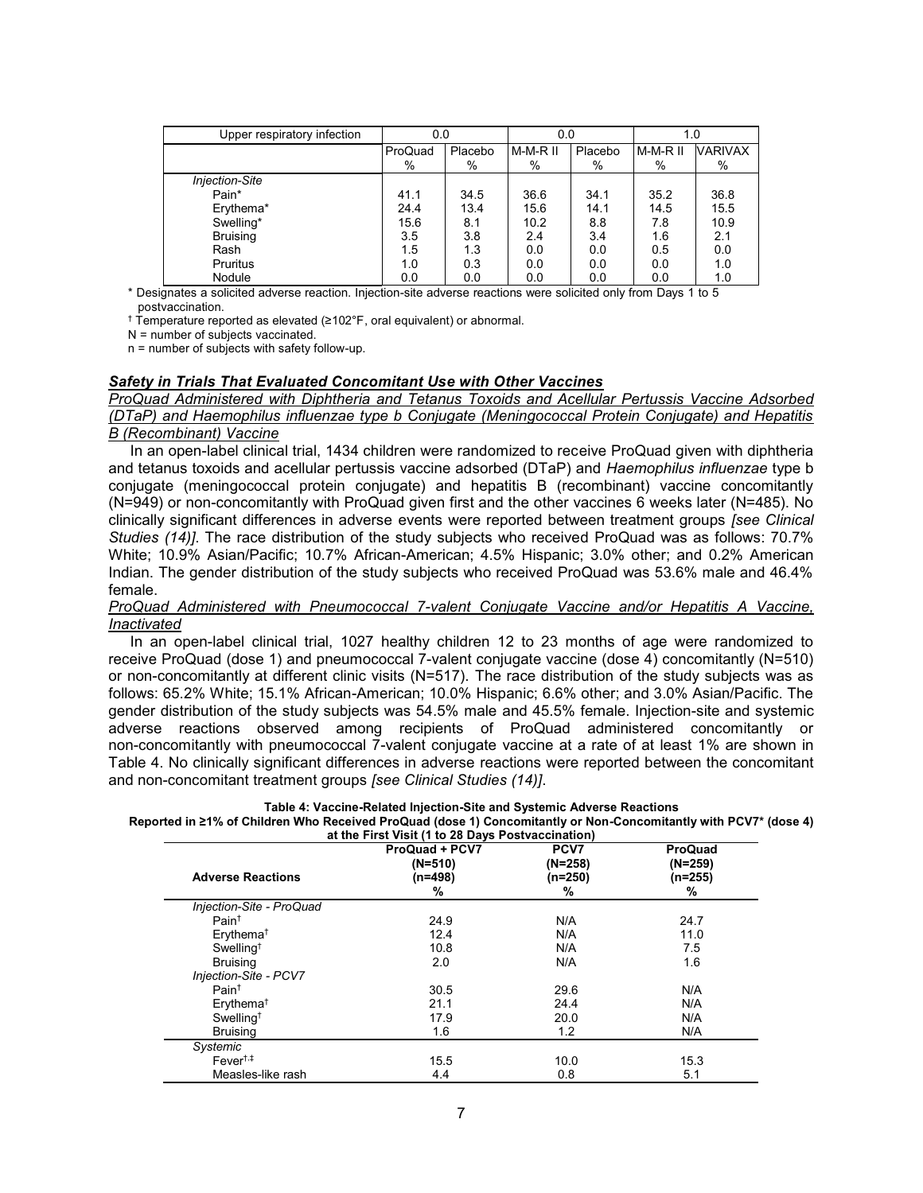| Upper respiratory infection | 0.0 | | 0.0 | | 1.0 | |
|---|---|---|---|---|---|---|
| | ProQuad % | Placebo % | M-M-R II % | Placebo % | M-M-R II % | VARIVAX % |
| *Injection-Site* | | | | | | |
| Pain* | 41.1 | 34.5 | 36.6 | 34.1 | 35.2 | 36.8 |
| Erythema* | 24.4 | 13.4 | 15.6 | 14.1 | 14.5 | 15.5 |
| Swelling* | 15.6 | 8.1 | 10.2 | 8.8 | 7.8 | 10.9 |
| Bruising | 3.5 | 3.8 | 2.4 | 3.4 | 1.6 | 2.1 |
| Rash | 1.5 | 1.3 | 0.0 | 0.0 | 0.5 | 0.0 |
| Pruritus | 1.0 | 0.3 | 0.0 | 0.0 | 0.0 | 1.0 |
| Nodule | 0.0 | 0.0 | 0.0 | 0.0 | 0.0 | 1.0 |

* Designates a solicited adverse reaction. Injection-site adverse reactions were solicited only from Days 1 to 5 postvaccination.

† Temperature reported as elevated (≥102°F, oral equivalent) or abnormal.

N = number of subjects vaccinated.

n = number of subjects with safety follow-up.

***Safety in Trials That Evaluated Concomitant Use with Other Vaccines***

*ProQuad Administered with Diphtheria and Tetanus Toxoids and Acellular Pertussis Vaccine Adsorbed (DTaP) and Haemophilus influenzae type b Conjugate (Meningococcal Protein Conjugate) and Hepatitis B (Recombinant) Vaccine*

In an open-label clinical trial, 1434 children were randomized to receive ProQuad given with diphtheria and tetanus toxoids and acellular pertussis vaccine adsorbed (DTaP) and *Haemophilus influenzae* type b conjugate (meningococcal protein conjugate) and hepatitis B (recombinant) vaccine concomitantly (N=949) or non-concomitantly with ProQuad given first and the other vaccines 6 weeks later (N=485). No clinically significant differences in adverse events were reported between treatment groups *[see Clinical Studies (14)]*. The race distribution of the study subjects who received ProQuad was as follows: 70.7% White; 10.9% Asian/Pacific; 10.7% African-American; 4.5% Hispanic; 3.0% other; and 0.2% American Indian. The gender distribution of the study subjects who received ProQuad was 53.6% male and 46.4% female.

*ProQuad Administered with Pneumococcal 7-valent Conjugate Vaccine and/or Hepatitis A Vaccine, Inactivated*

In an open-label clinical trial, 1027 healthy children 12 to 23 months of age were randomized to receive ProQuad (dose 1) and pneumococcal 7-valent conjugate vaccine (dose 4) concomitantly (N=510) or non-concomitantly at different clinic visits (N=517). The race distribution of the study subjects was as follows: 65.2% White; 15.1% African-American; 10.0% Hispanic; 6.6% other; and 3.0% Asian/Pacific. The gender distribution of the study subjects was 54.5% male and 45.5% female. Injection-site and systemic adverse reactions observed among recipients of ProQuad administered concomitantly or non-concomitantly with pneumococcal 7-valent conjugate vaccine at a rate of at least 1% are shown in Table 4. No clinically significant differences in adverse reactions were reported between the concomitant and non-concomitant treatment groups *[see Clinical Studies (14)]*.

**Table 4: Vaccine-Related Injection-Site and Systemic Adverse Reactions Reported in ≥1% of Children Who Received ProQuad (dose 1) Concomitantly or Non-Concomitantly with PCV7* (dose 4) at the First Visit (1 to 28 Days Postvaccination)**

| Adverse Reactions | ProQuad + PCV7 (N=510) (n=498) % | PCV7 (N=258) (n=250) % | ProQuad (N=259) (n=255) % |
|---|---|---|---|
| *Injection-Site - ProQuad* | | | |
| Pain† | 24.9 | N/A | 24.7 |
| Erythema† | 12.4 | N/A | 11.0 |
| Swelling† | 10.8 | N/A | 7.5 |
| Bruising | 2.0 | N/A | 1.6 |
| *Injection-Site - PCV7* | | | |
| Pain† | 30.5 | 29.6 | N/A |
| Erythema† | 21.1 | 24.4 | N/A |
| Swelling† | 17.9 | 20.0 | N/A |
| Bruising | 1.6 | 1.2 | N/A |
| *Systemic* | | | |
| Fever†,‡ | 15.5 | 10.0 | 15.3 |
| Measles-like rash | 4.4 | 0.8 | 5.1 |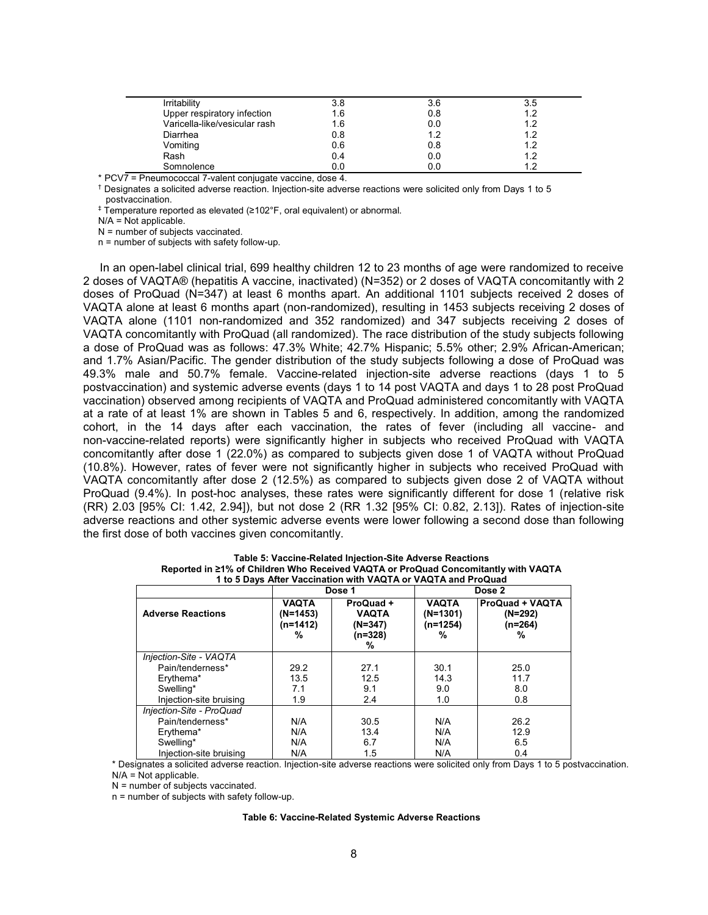| | | | |
|---|---|---|---|
| Irritability | 3.8 | 3.6 | 3.5 |
| Upper respiratory infection | 1.6 | 0.8 | 1.2 |
| Varicella-like/vesicular rash | 1.6 | 0.0 | 1.2 |
| Diarrhea | 0.8 | 1.2 | 1.2 |
| Vomiting | 0.6 | 0.8 | 1.2 |
| Rash | 0.4 | 0.0 | 1.2 |
| Somnolence | 0.0 | 0.0 | 1.2 |

* PCV7 = Pneumococcal 7-valent conjugate vaccine, dose 4.

† Designates a solicited adverse reaction. Injection-site adverse reactions were solicited only from Days 1 to 5 postvaccination.

‡ Temperature reported as elevated (≥102°F, oral equivalent) or abnormal.

N/A = Not applicable.

N = number of subjects vaccinated.

n = number of subjects with safety follow-up.

In an open-label clinical trial, 699 healthy children 12 to 23 months of age were randomized to receive 2 doses of VAQTA® (hepatitis A vaccine, inactivated) (N=352) or 2 doses of VAQTA concomitantly with 2 doses of ProQuad (N=347) at least 6 months apart. An additional 1101 subjects received 2 doses of VAQTA alone at least 6 months apart (non-randomized), resulting in 1453 subjects receiving 2 doses of VAQTA alone (1101 non-randomized and 352 randomized) and 347 subjects receiving 2 doses of VAQTA concomitantly with ProQuad (all randomized). The race distribution of the study subjects following a dose of ProQuad was as follows: 47.3% White; 42.7% Hispanic; 5.5% other; 2.9% African-American; and 1.7% Asian/Pacific. The gender distribution of the study subjects following a dose of ProQuad was 49.3% male and 50.7% female. Vaccine-related injection-site adverse reactions (days 1 to 5 postvaccination) and systemic adverse events (days 1 to 14 post VAQTA and days 1 to 28 post ProQuad vaccination) observed among recipients of VAQTA and ProQuad administered concomitantly with VAQTA at a rate of at least 1% are shown in Tables 5 and 6, respectively. In addition, among the randomized cohort, in the 14 days after each vaccination, the rates of fever (including all vaccine- and non-vaccine-related reports) were significantly higher in subjects who received ProQuad with VAQTA concomitantly after dose 1 (22.0%) as compared to subjects given dose 1 of VAQTA without ProQuad (10.8%). However, rates of fever were not significantly higher in subjects who received ProQuad with VAQTA concomitantly after dose 2 (12.5%) as compared to subjects given dose 2 of VAQTA without ProQuad (9.4%). In post-hoc analyses, these rates were significantly different for dose 1 (relative risk (RR) 2.03 [95% CI: 1.42, 2.94]), but not dose 2 (RR 1.32 [95% CI: 0.82, 2.13]). Rates of injection-site adverse reactions and other systemic adverse events were lower following a second dose than following the first dose of both vaccines given concomitantly.

**Table 5: Vaccine-Related Injection-Site Adverse Reactions Reported in ≥1% of Children Who Received VAQTA or ProQuad Concomitantly with VAQTA 1 to 5 Days After Vaccination with VAQTA or VAQTA and ProQuad**

| | Dose 1 | | Dose 2 | |
|---|---|---|---|---|
| **Adverse Reactions** | **VAQTA (N=1453) (n=1412) %** | **ProQuad + VAQTA (N=347) (n=328) %** | **VAQTA (N=1301) (n=1254) %** | **ProQuad + VAQTA (N=292) (n=264) %** |
| *Injection-Site - VAQTA* | | | | |
| Pain/tenderness* | 29.2 | 27.1 | 30.1 | 25.0 |
| Erythema* | 13.5 | 12.5 | 14.3 | 11.7 |
| Swelling* | 7.1 | 9.1 | 9.0 | 8.0 |
| Injection-site bruising | 1.9 | 2.4 | 1.0 | 0.8 |
| *Injection-Site - ProQuad* | | | | |
| Pain/tenderness* | N/A | 30.5 | N/A | 26.2 |
| Erythema* | N/A | 13.4 | N/A | 12.9 |
| Swelling* | N/A | 6.7 | N/A | 6.5 |
| Injection-site bruising | N/A | 1.5 | N/A | 0.4 |

* Designates a solicited adverse reaction. Injection-site adverse reactions were solicited only from Days 1 to 5 postvaccination.

N/A = Not applicable.

N = number of subjects vaccinated.

n = number of subjects with safety follow-up.

**Table 6: Vaccine-Related Systemic Adverse Reactions**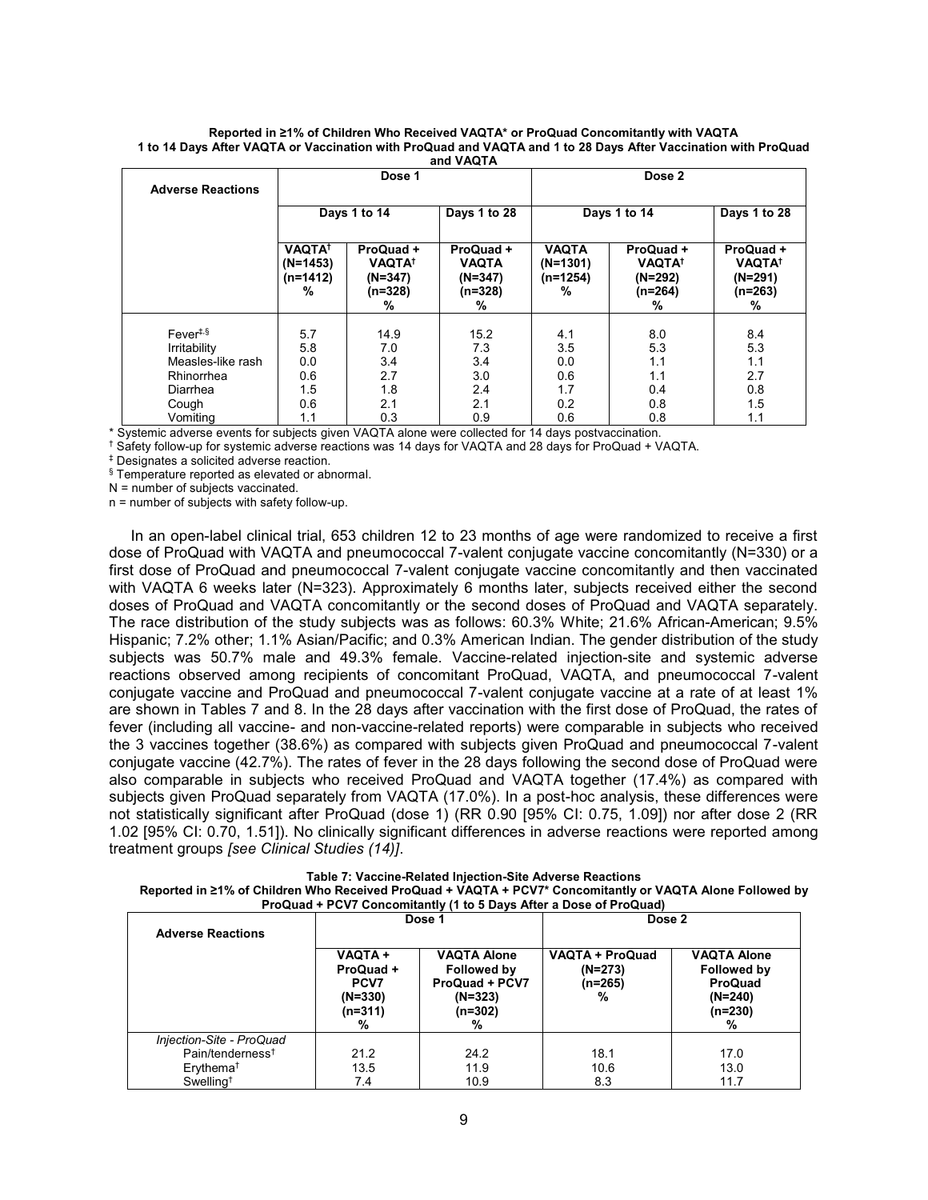**Reported in ≥1% of Children Who Received VAQTA* or ProQuad Concomitantly with VAQTA 1 to 14 Days After VAQTA or Vaccination with ProQuad and VAQTA and 1 to 28 Days After Vaccination with ProQuad and VAQTA**

| Adverse Reactions | Dose 1 | | | Dose 2 | | |
|---|---|---|---|---|---|---|
| | Days 1 to 14 | | Days 1 to 28 | Days 1 to 14 | | Days 1 to 28 |
| | VAQTA† (N=1453) (n=1412) % | ProQuad + VAQTA† (N=347) (n=328) % | ProQuad + VAQTA (N=347) (n=328) % | VAQTA (N=1301) (n=1254) % | ProQuad + VAQTA† (N=292) (n=264) % | ProQuad + VAQTA† (N=291) (n=263) % |
| Fever‡,§ | 5.7 | 14.9 | 15.2 | 4.1 | 8.0 | 8.4 |
| Irritability | 5.8 | 7.0 | 7.3 | 3.5 | 5.3 | 5.3 |
| Measles-like rash | 0.0 | 3.4 | 3.4 | 0.0 | 1.1 | 1.1 |
| Rhinorrhea | 0.6 | 2.7 | 3.0 | 0.6 | 1.1 | 2.7 |
| Diarrhea | 1.5 | 1.8 | 2.4 | 1.7 | 0.4 | 0.8 |
| Cough | 0.6 | 2.1 | 2.1 | 0.2 | 0.8 | 1.5 |
| Vomiting | 1.1 | 0.3 | 0.9 | 0.6 | 0.8 | 1.1 |

* Systemic adverse events for subjects given VAQTA alone were collected for 14 days postvaccination.
† Safety follow-up for systemic adverse reactions was 14 days for VAQTA and 28 days for ProQuad + VAQTA.
‡ Designates a solicited adverse reaction.
§ Temperature reported as elevated or abnormal.
N = number of subjects vaccinated.
n = number of subjects with safety follow-up.

In an open-label clinical trial, 653 children 12 to 23 months of age were randomized to receive a first dose of ProQuad with VAQTA and pneumococcal 7-valent conjugate vaccine concomitantly (N=330) or a first dose of ProQuad and pneumococcal 7-valent conjugate vaccine concomitantly and then vaccinated with VAQTA 6 weeks later (N=323). Approximately 6 months later, subjects received either the second doses of ProQuad and VAQTA concomitantly or the second doses of ProQuad and VAQTA separately. The race distribution of the study subjects was as follows: 60.3% White; 21.6% African-American; 9.5% Hispanic; 7.2% other; 1.1% Asian/Pacific; and 0.3% American Indian. The gender distribution of the study subjects was 50.7% male and 49.3% female. Vaccine-related injection-site and systemic adverse reactions observed among recipients of concomitant ProQuad, VAQTA, and pneumococcal 7-valent conjugate vaccine and ProQuad and pneumococcal 7-valent conjugate vaccine at a rate of at least 1% are shown in Tables 7 and 8. In the 28 days after vaccination with the first dose of ProQuad, the rates of fever (including all vaccine- and non-vaccine-related reports) were comparable in subjects who received the 3 vaccines together (38.6%) as compared with subjects given ProQuad and pneumococcal 7-valent conjugate vaccine (42.7%). The rates of fever in the 28 days following the second dose of ProQuad were also comparable in subjects who received ProQuad and VAQTA together (17.4%) as compared with subjects given ProQuad separately from VAQTA (17.0%). In a post-hoc analysis, these differences were not statistically significant after ProQuad (dose 1) (RR 0.90 [95% CI: 0.75, 1.09]) nor after dose 2 (RR 1.02 [95% CI: 0.70, 1.51]). No clinically significant differences in adverse reactions were reported among treatment groups *[see Clinical Studies (14)]*.

**Table 7: Vaccine-Related Injection-Site Adverse Reactions Reported in ≥1% of Children Who Received ProQuad + VAQTA + PCV7* Concomitantly or VAQTA Alone Followed by ProQuad + PCV7 Concomitantly (1 to 5 Days After a Dose of ProQuad)**

| Adverse Reactions | Dose 1 | | Dose 2 | |
|---|---|---|---|---|
| | VAQTA + ProQuad + PCV7 (N=330) (n=311) % | VAQTA Alone Followed by ProQuad + PCV7 (N=323) (n=302) % | VAQTA + ProQuad (N=273) (n=265) % | VAQTA Alone Followed by ProQuad (N=240) (n=230) % |
| *Injection-Site - ProQuad* | | | | |
| Pain/tenderness† | 21.2 | 24.2 | 18.1 | 17.0 |
| Erythema† | 13.5 | 11.9 | 10.6 | 13.0 |
| Swelling† | 7.4 | 10.9 | 8.3 | 11.7 |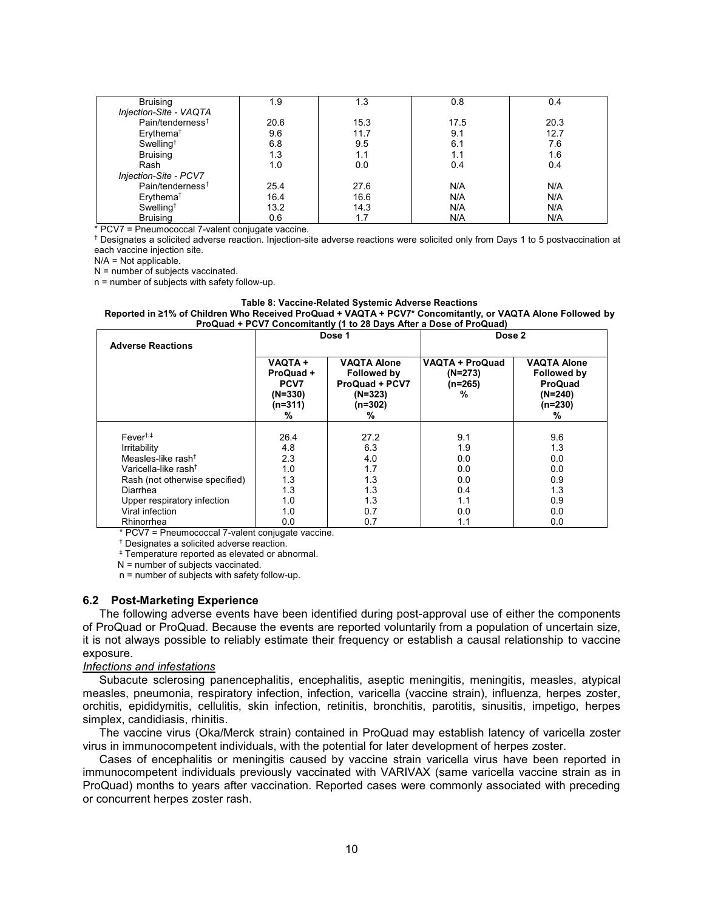| | | | | |
|---|---|---|---|---|
| Bruising | 1.9 | 1.3 | 0.8 | 0.4 |
| *Injection-Site - VAQTA* | | | | |
| Pain/tenderness† | 20.6 | 15.3 | 17.5 | 20.3 |
| Erythema† | 9.6 | 11.7 | 9.1 | 12.7 |
| Swelling† | 6.8 | 9.5 | 6.1 | 7.6 |
| Bruising | 1.3 | 1.1 | 1.1 | 1.6 |
| Rash | 1.0 | 0.0 | 0.4 | 0.4 |
| *Injection-Site - PCV7* | | | | |
| Pain/tenderness† | 25.4 | 27.6 | N/A | N/A |
| Erythema† | 16.4 | 16.6 | N/A | N/A |
| Swelling† | 13.2 | 14.3 | N/A | N/A |
| Bruising | 0.6 | 1.7 | N/A | N/A |

\* PCV7 = Pneumococcal 7-valent conjugate vaccine.
† Designates a solicited adverse reaction. Injection-site adverse reactions were solicited only from Days 1 to 5 postvaccination at each vaccine injection site.
N/A = Not applicable.
N = number of subjects vaccinated.
n = number of subjects with safety follow-up.

**Table 8: Vaccine-Related Systemic Adverse Reactions**
**Reported in ≥1% of Children Who Received ProQuad + VAQTA + PCV7* Concomitantly, or VAQTA Alone Followed by ProQuad + PCV7 Concomitantly (1 to 28 Days After a Dose of ProQuad)**

| Adverse Reactions | Dose 1 | | Dose 2 | |
|---|---|---|---|---|
| | VAQTA + ProQuad + PCV7 (N=330) (n=311) % | VAQTA Alone Followed by ProQuad + PCV7 (N=323) (n=302) % | VAQTA + ProQuad (N=273) (n=265) % | VAQTA Alone Followed by ProQuad (N=240) (n=230) % |
| Fever†,‡ | 26.4 | 27.2 | 9.1 | 9.6 |
| Irritability | 4.8 | 6.3 | 1.9 | 1.3 |
| Measles-like rash† | 2.3 | 4.0 | 0.0 | 0.0 |
| Varicella-like rash† | 1.0 | 1.7 | 0.0 | 0.0 |
| Rash (not otherwise specified) | 1.3 | 1.3 | 0.0 | 0.9 |
| Diarrhea | 1.3 | 1.3 | 0.4 | 1.3 |
| Upper respiratory infection | 1.0 | 1.3 | 1.1 | 0.9 |
| Viral infection | 1.0 | 0.7 | 0.0 | 0.0 |
| Rhinorrhea | 0.0 | 0.7 | 1.1 | 0.0 |

\* PCV7 = Pneumococcal 7-valent conjugate vaccine.
† Designates a solicited adverse reaction.
‡ Temperature reported as elevated or abnormal.
N = number of subjects vaccinated.
n = number of subjects with safety follow-up.

### 6.2 Post-Marketing Experience

The following adverse events have been identified during post-approval use of either the components of ProQuad or ProQuad. Because the events are reported voluntarily from a population of uncertain size, it is not always possible to reliably estimate their frequency or establish a causal relationship to vaccine exposure.

*Infections and infestations*

Subacute sclerosing panencephalitis, encephalitis, aseptic meningitis, meningitis, measles, atypical measles, pneumonia, respiratory infection, infection, varicella (vaccine strain), influenza, herpes zoster, orchitis, epididymitis, cellulitis, skin infection, retinitis, bronchitis, parotitis, sinusitis, impetigo, herpes simplex, candidiasis, rhinitis.

The vaccine virus (Oka/Merck strain) contained in ProQuad may establish latency of varicella zoster virus in immunocompetent individuals, with the potential for later development of herpes zoster.

Cases of encephalitis or meningitis caused by vaccine strain varicella virus have been reported in immunocompetent individuals previously vaccinated with VARIVAX (same varicella vaccine strain as in ProQuad) months to years after vaccination. Reported cases were commonly associated with preceding or concurrent herpes zoster rash.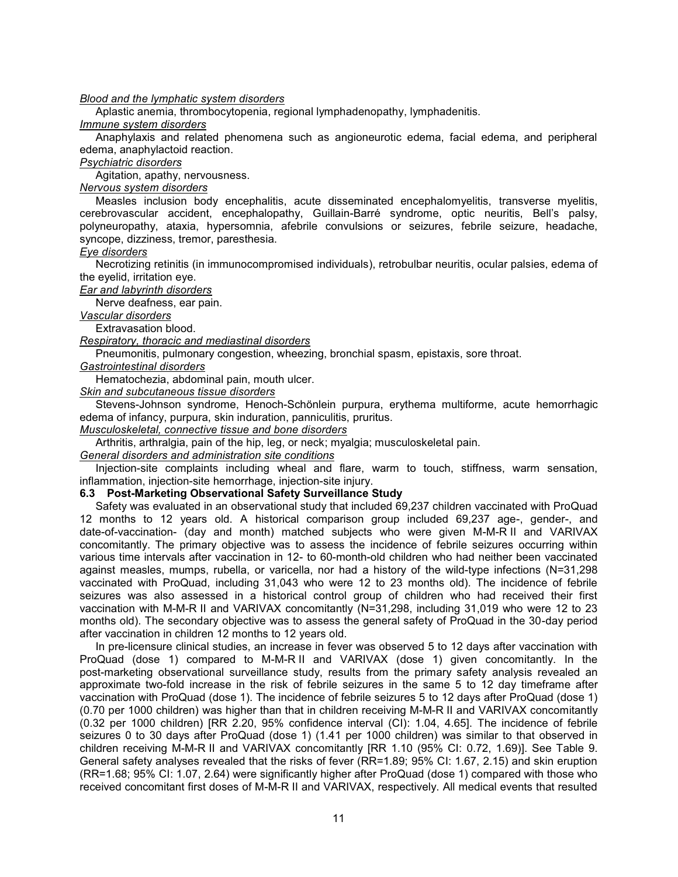*Blood and the lymphatic system disorders*

Aplastic anemia, thrombocytopenia, regional lymphadenopathy, lymphadenitis.

*Immune system disorders*

Anaphylaxis and related phenomena such as angioneurotic edema, facial edema, and peripheral edema, anaphylactoid reaction.

*Psychiatric disorders*

Agitation, apathy, nervousness.

*Nervous system disorders*

Measles inclusion body encephalitis, acute disseminated encephalomyelitis, transverse myelitis, cerebrovascular accident, encephalopathy, Guillain-Barré syndrome, optic neuritis, Bell's palsy, polyneuropathy, ataxia, hypersomnia, afebrile convulsions or seizures, febrile seizure, headache, syncope, dizziness, tremor, paresthesia.

*Eye disorders*

Necrotizing retinitis (in immunocompromised individuals), retrobulbar neuritis, ocular palsies, edema of the eyelid, irritation eye.

*Ear and labyrinth disorders*

Nerve deafness, ear pain.

*Vascular disorders*

Extravasation blood.

*Respiratory, thoracic and mediastinal disorders*

Pneumonitis, pulmonary congestion, wheezing, bronchial spasm, epistaxis, sore throat.

*Gastrointestinal disorders*

Hematochezia, abdominal pain, mouth ulcer.

*Skin and subcutaneous tissue disorders*

Stevens-Johnson syndrome, Henoch-Schönlein purpura, erythema multiforme, acute hemorrhagic edema of infancy, purpura, skin induration, panniculitis, pruritus.

*Musculoskeletal, connective tissue and bone disorders*

Arthritis, arthralgia, pain of the hip, leg, or neck; myalgia; musculoskeletal pain.

*General disorders and administration site conditions*

Injection-site complaints including wheal and flare, warm to touch, stiffness, warm sensation, inflammation, injection-site hemorrhage, injection-site injury.

### 6.3 Post-Marketing Observational Safety Surveillance Study

Safety was evaluated in an observational study that included 69,237 children vaccinated with ProQuad 12 months to 12 years old. A historical comparison group included 69,237 age-, gender-, and date-of-vaccination- (day and month) matched subjects who were given M-M-R II and VARIVAX concomitantly. The primary objective was to assess the incidence of febrile seizures occurring within various time intervals after vaccination in 12- to 60-month-old children who had neither been vaccinated against measles, mumps, rubella, or varicella, nor had a history of the wild-type infections (N=31,298 vaccinated with ProQuad, including 31,043 who were 12 to 23 months old). The incidence of febrile seizures was also assessed in a historical control group of children who had received their first vaccination with M-M-R II and VARIVAX concomitantly (N=31,298, including 31,019 who were 12 to 23 months old). The secondary objective was to assess the general safety of ProQuad in the 30-day period after vaccination in children 12 months to 12 years old.

In pre-licensure clinical studies, an increase in fever was observed 5 to 12 days after vaccination with ProQuad (dose 1) compared to M-M-R II and VARIVAX (dose 1) given concomitantly. In the post-marketing observational surveillance study, results from the primary safety analysis revealed an approximate two-fold increase in the risk of febrile seizures in the same 5 to 12 day timeframe after vaccination with ProQuad (dose 1). The incidence of febrile seizures 5 to 12 days after ProQuad (dose 1) (0.70 per 1000 children) was higher than that in children receiving M-M-R II and VARIVAX concomitantly (0.32 per 1000 children) [RR 2.20, 95% confidence interval (CI): 1.04, 4.65]. The incidence of febrile seizures 0 to 30 days after ProQuad (dose 1) (1.41 per 1000 children) was similar to that observed in children receiving M-M-R II and VARIVAX concomitantly [RR 1.10 (95% CI: 0.72, 1.69)]. See Table 9. General safety analyses revealed that the risks of fever (RR=1.89; 95% CI: 1.67, 2.15) and skin eruption (RR=1.68; 95% CI: 1.07, 2.64) were significantly higher after ProQuad (dose 1) compared with those who received concomitant first doses of M-M-R II and VARIVAX, respectively. All medical events that resulted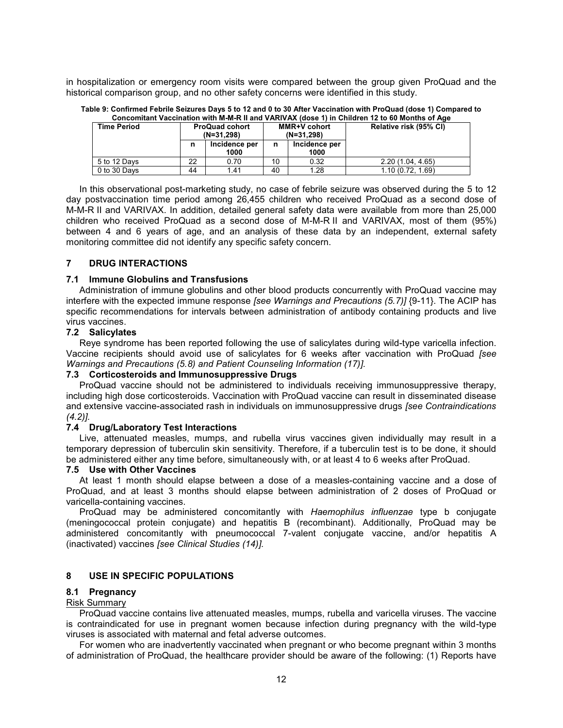in hospitalization or emergency room visits were compared between the group given ProQuad and the historical comparison group, and no other safety concerns were identified in this study.

**Table 9: Confirmed Febrile Seizures Days 5 to 12 and 0 to 30 After Vaccination with ProQuad (dose 1) Compared to Concomitant Vaccination with M-M-R II and VARIVAX (dose 1) in Children 12 to 60 Months of Age**

| Time Period | ProQuad cohort (N=31,298) | | MMR+V cohort (N=31,298) | | Relative risk (95% CI) |
|---|---|---|---|---|---|
| | n | Incidence per 1000 | n | Incidence per 1000 | |
| 5 to 12 Days | 22 | 0.70 | 10 | 0.32 | 2.20 (1.04, 4.65) |
| 0 to 30 Days | 44 | 1.41 | 40 | 1.28 | 1.10 (0.72, 1.69) |

In this observational post-marketing study, no case of febrile seizure was observed during the 5 to 12 day postvaccination time period among 26,455 children who received ProQuad as a second dose of M-M-R II and VARIVAX. In addition, detailed general safety data were available from more than 25,000 children who received ProQuad as a second dose of M-M-R II and VARIVAX, most of them (95%) between 4 and 6 years of age, and an analysis of these data by an independent, external safety monitoring committee did not identify any specific safety concern.

## 7 DRUG INTERACTIONS

### 7.1 Immune Globulins and Transfusions

Administration of immune globulins and other blood products concurrently with ProQuad vaccine may interfere with the expected immune response *[see Warnings and Precautions (5.7)]* {9-11}. The ACIP has specific recommendations for intervals between administration of antibody containing products and live virus vaccines.

### 7.2 Salicylates

Reye syndrome has been reported following the use of salicylates during wild-type varicella infection. Vaccine recipients should avoid use of salicylates for 6 weeks after vaccination with ProQuad *[see Warnings and Precautions (5.8) and Patient Counseling Information (17)].*

### 7.3 Corticosteroids and Immunosuppressive Drugs

ProQuad vaccine should not be administered to individuals receiving immunosuppressive therapy, including high dose corticosteroids. Vaccination with ProQuad vaccine can result in disseminated disease and extensive vaccine-associated rash in individuals on immunosuppressive drugs *[see Contraindications (4.2)].*

### 7.4 Drug/Laboratory Test Interactions

Live, attenuated measles, mumps, and rubella virus vaccines given individually may result in a temporary depression of tuberculin skin sensitivity. Therefore, if a tuberculin test is to be done, it should be administered either any time before, simultaneously with, or at least 4 to 6 weeks after ProQuad.

### 7.5 Use with Other Vaccines

At least 1 month should elapse between a dose of a measles-containing vaccine and a dose of ProQuad, and at least 3 months should elapse between administration of 2 doses of ProQuad or varicella-containing vaccines.

ProQuad may be administered concomitantly with *Haemophilus influenzae* type b conjugate (meningococcal protein conjugate) and hepatitis B (recombinant). Additionally, ProQuad may be administered concomitantly with pneumococcal 7-valent conjugate vaccine, and/or hepatitis A (inactivated) vaccines *[see Clinical Studies (14)].*

## 8 USE IN SPECIFIC POPULATIONS

### 8.1 Pregnancy

Risk Summary

ProQuad vaccine contains live attenuated measles, mumps, rubella and varicella viruses. The vaccine is contraindicated for use in pregnant women because infection during pregnancy with the wild-type viruses is associated with maternal and fetal adverse outcomes.

For women who are inadvertently vaccinated when pregnant or who become pregnant within 3 months of administration of ProQuad, the healthcare provider should be aware of the following: (1) Reports have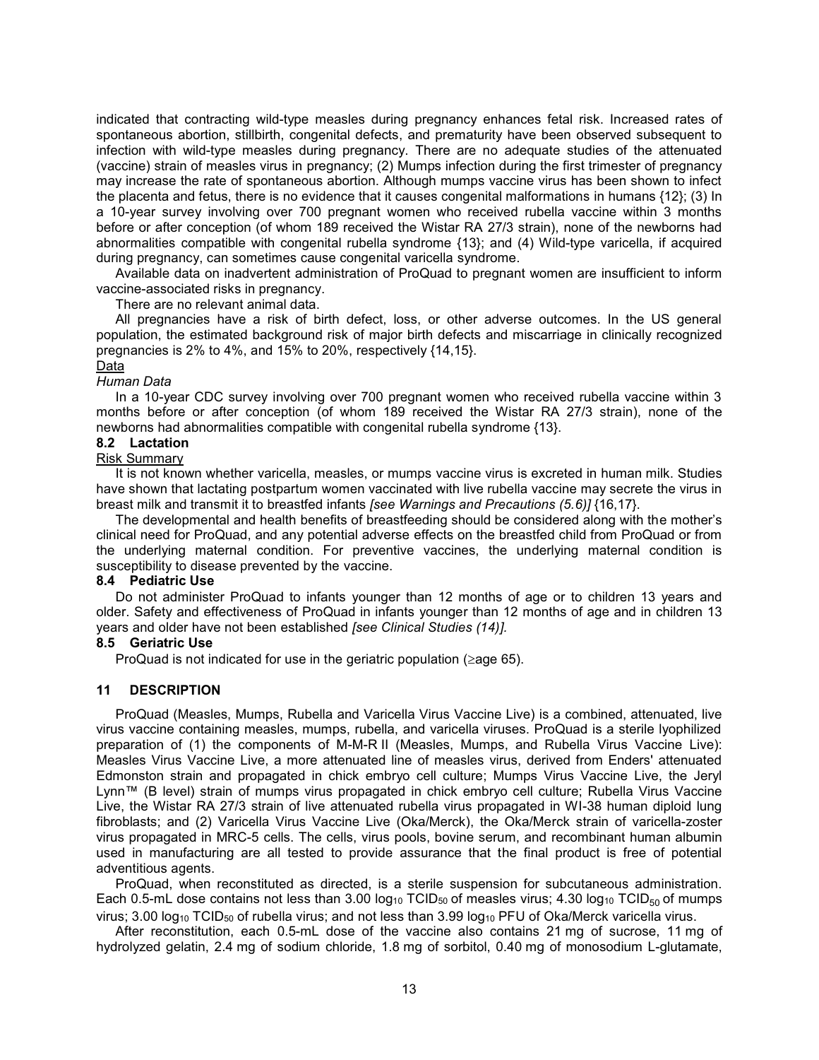indicated that contracting wild-type measles during pregnancy enhances fetal risk. Increased rates of spontaneous abortion, stillbirth, congenital defects, and prematurity have been observed subsequent to infection with wild-type measles during pregnancy. There are no adequate studies of the attenuated (vaccine) strain of measles virus in pregnancy; (2) Mumps infection during the first trimester of pregnancy may increase the rate of spontaneous abortion. Although mumps vaccine virus has been shown to infect the placenta and fetus, there is no evidence that it causes congenital malformations in humans {12}; (3) In a 10-year survey involving over 700 pregnant women who received rubella vaccine within 3 months before or after conception (of whom 189 received the Wistar RA 27/3 strain), none of the newborns had abnormalities compatible with congenital rubella syndrome {13}; and (4) Wild-type varicella, if acquired during pregnancy, can sometimes cause congenital varicella syndrome.

Available data on inadvertent administration of ProQuad to pregnant women are insufficient to inform vaccine-associated risks in pregnancy.

There are no relevant animal data.

All pregnancies have a risk of birth defect, loss, or other adverse outcomes. In the US general population, the estimated background risk of major birth defects and miscarriage in clinically recognized pregnancies is 2% to 4%, and 15% to 20%, respectively {14,15}.

Data

*Human Data*

In a 10-year CDC survey involving over 700 pregnant women who received rubella vaccine within 3 months before or after conception (of whom 189 received the Wistar RA 27/3 strain), none of the newborns had abnormalities compatible with congenital rubella syndrome {13}.

### 8.2 Lactation

Risk Summary

It is not known whether varicella, measles, or mumps vaccine virus is excreted in human milk. Studies have shown that lactating postpartum women vaccinated with live rubella vaccine may secrete the virus in breast milk and transmit it to breastfed infants *[see Warnings and Precautions (5.6)]* {16,17}.

The developmental and health benefits of breastfeeding should be considered along with the mother's clinical need for ProQuad, and any potential adverse effects on the breastfed child from ProQuad or from the underlying maternal condition. For preventive vaccines, the underlying maternal condition is susceptibility to disease prevented by the vaccine.

### 8.4 Pediatric Use

Do not administer ProQuad to infants younger than 12 months of age or to children 13 years and older. Safety and effectiveness of ProQuad in infants younger than 12 months of age and in children 13 years and older have not been established *[see Clinical Studies (14)]*.

### 8.5 Geriatric Use

ProQuad is not indicated for use in the geriatric population (≥age 65).

## 11 DESCRIPTION

ProQuad (Measles, Mumps, Rubella and Varicella Virus Vaccine Live) is a combined, attenuated, live virus vaccine containing measles, mumps, rubella, and varicella viruses. ProQuad is a sterile lyophilized preparation of (1) the components of M-M-R II (Measles, Mumps, and Rubella Virus Vaccine Live): Measles Virus Vaccine Live, a more attenuated line of measles virus, derived from Enders' attenuated Edmonston strain and propagated in chick embryo cell culture; Mumps Virus Vaccine Live, the Jeryl Lynn™ (B level) strain of mumps virus propagated in chick embryo cell culture; Rubella Virus Vaccine Live, the Wistar RA 27/3 strain of live attenuated rubella virus propagated in WI-38 human diploid lung fibroblasts; and (2) Varicella Virus Vaccine Live (Oka/Merck), the Oka/Merck strain of varicella-zoster virus propagated in MRC-5 cells. The cells, virus pools, bovine serum, and recombinant human albumin used in manufacturing are all tested to provide assurance that the final product is free of potential adventitious agents.

ProQuad, when reconstituted as directed, is a sterile suspension for subcutaneous administration. Each 0.5-mL dose contains not less than 3.00 $\log_{10}$ $TCID_{50}$ of measles virus; 4.30 $\log_{10}$ $TCID_{50}$ of mumps virus; 3.00 $\log_{10}$ $TCID_{50}$ of rubella virus; and not less than 3.99 $\log_{10}$ PFU of Oka/Merck varicella virus.

After reconstitution, each 0.5-mL dose of the vaccine also contains 21 mg of sucrose, 11 mg of hydrolyzed gelatin, 2.4 mg of sodium chloride, 1.8 mg of sorbitol, 0.40 mg of monosodium L-glutamate,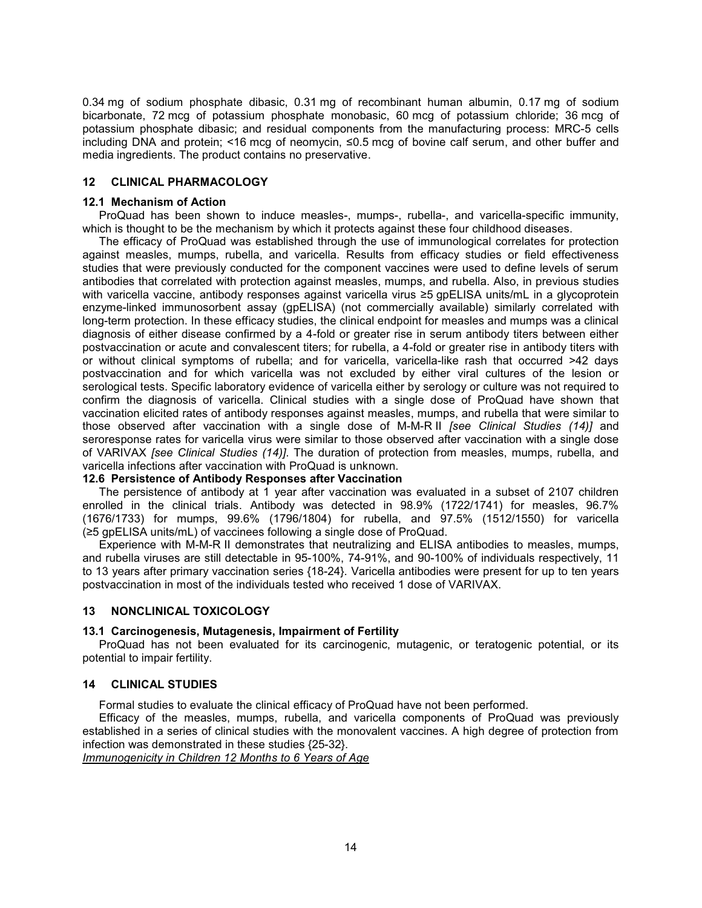0.34 mg of sodium phosphate dibasic, 0.31 mg of recombinant human albumin, 0.17 mg of sodium bicarbonate, 72 mcg of potassium phosphate monobasic, 60 mcg of potassium chloride; 36 mcg of potassium phosphate dibasic; and residual components from the manufacturing process: MRC-5 cells including DNA and protein; <16 mcg of neomycin, ≤0.5 mcg of bovine calf serum, and other buffer and media ingredients. The product contains no preservative.

## 12 CLINICAL PHARMACOLOGY

### 12.1 Mechanism of Action

ProQuad has been shown to induce measles-, mumps-, rubella-, and varicella-specific immunity, which is thought to be the mechanism by which it protects against these four childhood diseases.

The efficacy of ProQuad was established through the use of immunological correlates for protection against measles, mumps, rubella, and varicella. Results from efficacy studies or field effectiveness studies that were previously conducted for the component vaccines were used to define levels of serum antibodies that correlated with protection against measles, mumps, and rubella. Also, in previous studies with varicella vaccine, antibody responses against varicella virus ≥5 gpELISA units/mL in a glycoprotein enzyme-linked immunosorbent assay (gpELISA) (not commercially available) similarly correlated with long-term protection. In these efficacy studies, the clinical endpoint for measles and mumps was a clinical diagnosis of either disease confirmed by a 4-fold or greater rise in serum antibody titers between either postvaccination or acute and convalescent titers; for rubella, a 4-fold or greater rise in antibody titers with or without clinical symptoms of rubella; and for varicella, varicella-like rash that occurred >42 days postvaccination and for which varicella was not excluded by either viral cultures of the lesion or serological tests. Specific laboratory evidence of varicella either by serology or culture was not required to confirm the diagnosis of varicella. Clinical studies with a single dose of ProQuad have shown that vaccination elicited rates of antibody responses against measles, mumps, and rubella that were similar to those observed after vaccination with a single dose of M-M-R II *[see Clinical Studies (14)]* and seroresponse rates for varicella virus were similar to those observed after vaccination with a single dose of VARIVAX *[see Clinical Studies (14)]*. The duration of protection from measles, mumps, rubella, and varicella infections after vaccination with ProQuad is unknown.

### 12.6 Persistence of Antibody Responses after Vaccination

The persistence of antibody at 1 year after vaccination was evaluated in a subset of 2107 children enrolled in the clinical trials. Antibody was detected in 98.9% (1722/1741) for measles, 96.7% (1676/1733) for mumps, 99.6% (1796/1804) for rubella, and 97.5% (1512/1550) for varicella (≥5 gpELISA units/mL) of vaccinees following a single dose of ProQuad.

Experience with M-M-R II demonstrates that neutralizing and ELISA antibodies to measles, mumps, and rubella viruses are still detectable in 95-100%, 74-91%, and 90-100% of individuals respectively, 11 to 13 years after primary vaccination series {18-24}. Varicella antibodies were present for up to ten years postvaccination in most of the individuals tested who received 1 dose of VARIVAX.

## 13 NONCLINICAL TOXICOLOGY

### 13.1 Carcinogenesis, Mutagenesis, Impairment of Fertility

ProQuad has not been evaluated for its carcinogenic, mutagenic, or teratogenic potential, or its potential to impair fertility.

## 14 CLINICAL STUDIES

Formal studies to evaluate the clinical efficacy of ProQuad have not been performed.

Efficacy of the measles, mumps, rubella, and varicella components of ProQuad was previously established in a series of clinical studies with the monovalent vaccines. A high degree of protection from infection was demonstrated in these studies {25-32}.

*Immunogenicity in Children 12 Months to 6 Years of Age*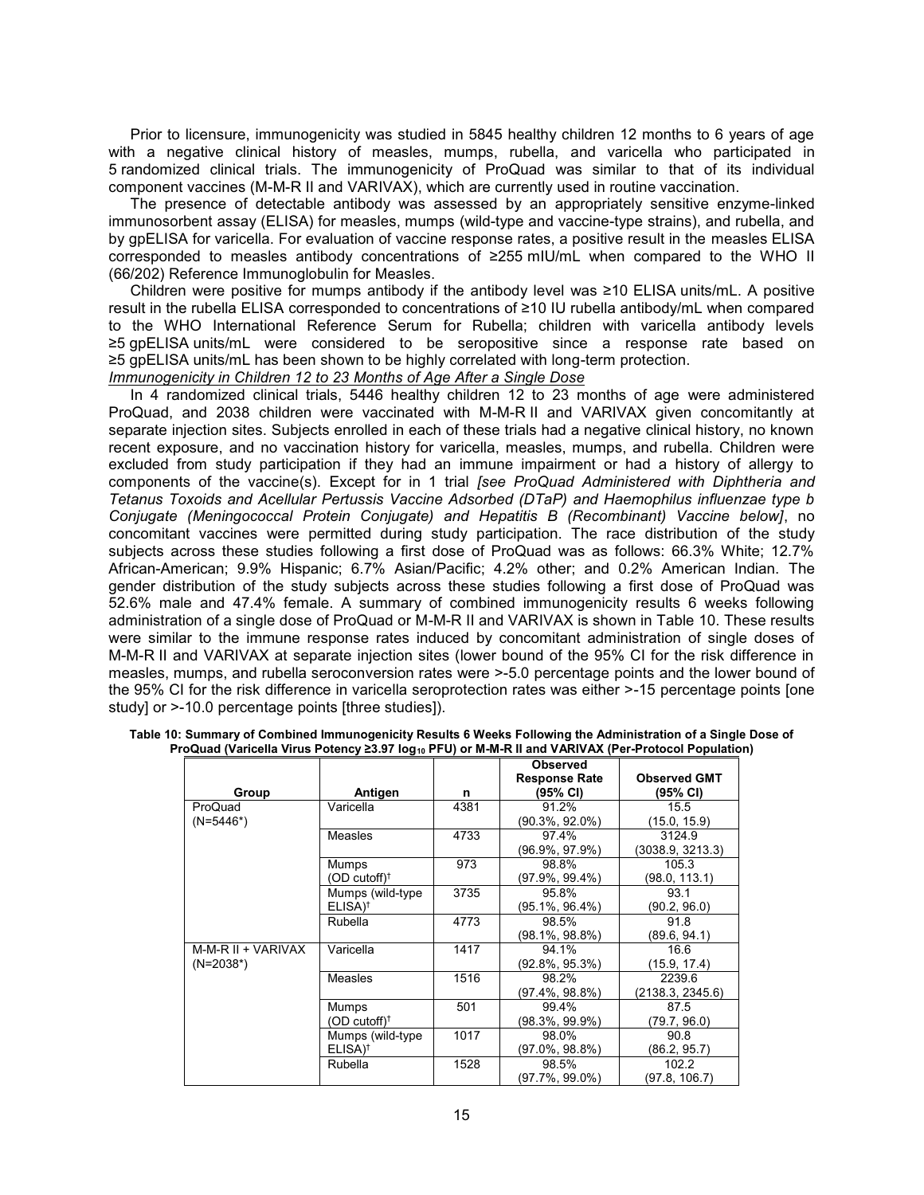Prior to licensure, immunogenicity was studied in 5845 healthy children 12 months to 6 years of age with a negative clinical history of measles, mumps, rubella, and varicella who participated in 5 randomized clinical trials. The immunogenicity of ProQuad was similar to that of its individual component vaccines (M-M-R II and VARIVAX), which are currently used in routine vaccination.

The presence of detectable antibody was assessed by an appropriately sensitive enzyme-linked immunosorbent assay (ELISA) for measles, mumps (wild-type and vaccine-type strains), and rubella, and by gpELISA for varicella. For evaluation of vaccine response rates, a positive result in the measles ELISA corresponded to measles antibody concentrations of ≥255 mIU/mL when compared to the WHO II (66/202) Reference Immunoglobulin for Measles.

Children were positive for mumps antibody if the antibody level was ≥10 ELISA units/mL. A positive result in the rubella ELISA corresponded to concentrations of ≥10 IU rubella antibody/mL when compared to the WHO International Reference Serum for Rubella; children with varicella antibody levels ≥5 gpELISA units/mL were considered to be seropositive since a response rate based on ≥5 gpELISA units/mL has been shown to be highly correlated with long-term protection.

*Immunogenicity in Children 12 to 23 Months of Age After a Single Dose*

In 4 randomized clinical trials, 5446 healthy children 12 to 23 months of age were administered ProQuad, and 2038 children were vaccinated with M-M-R II and VARIVAX given concomitantly at separate injection sites. Subjects enrolled in each of these trials had a negative clinical history, no known recent exposure, and no vaccination history for varicella, measles, mumps, and rubella. Children were excluded from study participation if they had an immune impairment or had a history of allergy to components of the vaccine(s). Except for in 1 trial *[see ProQuad Administered with Diphtheria and Tetanus Toxoids and Acellular Pertussis Vaccine Adsorbed (DTaP) and Haemophilus influenzae type b Conjugate (Meningococcal Protein Conjugate) and Hepatitis B (Recombinant) Vaccine below]*, no concomitant vaccines were permitted during study participation. The race distribution of the study subjects across these studies following a first dose of ProQuad was as follows: 66.3% White; 12.7% African-American; 9.9% Hispanic; 6.7% Asian/Pacific; 4.2% other; and 0.2% American Indian. The gender distribution of the study subjects across these studies following a first dose of ProQuad was 52.6% male and 47.4% female. A summary of combined immunogenicity results 6 weeks following administration of a single dose of ProQuad or M-M-R II and VARIVAX is shown in Table 10. These results were similar to the immune response rates induced by concomitant administration of single doses of M-M-R II and VARIVAX at separate injection sites (lower bound of the 95% CI for the risk difference in measles, mumps, and rubella seroconversion rates were >-5.0 percentage points and the lower bound of the 95% CI for the risk difference in varicella seroprotection rates was either >-15 percentage points [one study] or >-10.0 percentage points [three studies]).

**Table 10: Summary of Combined Immunogenicity Results 6 Weeks Following the Administration of a Single Dose of ProQuad (Varicella Virus Potency ≥3.97 $\log_{10}$ PFU) or M-M-R II and VARIVAX (Per-Protocol Population)**

| Group | Antigen | n | Observed Response Rate (95% CI) | Observed GMT (95% CI) |
|---|---|---|---|---|
| ProQuad (N=5446*) | Varicella | 4381 | 91.2% (90.3%, 92.0%) | 15.5 (15.0, 15.9) |
| | Measles | 4733 | 97.4% (96.9%, 97.9%) | 3124.9 (3038.9, 3213.3) |
| | Mumps (OD cutoff)† | 973 | 98.8% (97.9%, 99.4%) | 105.3 (98.0, 113.1) |
| | Mumps (wild-type ELISA)† | 3735 | 95.8% (95.1%, 96.4%) | 93.1 (90.2, 96.0) |
| | Rubella | 4773 | 98.5% (98.1%, 98.8%) | 91.8 (89.6, 94.1) |
| M-M-R II + VARIVAX (N=2038*) | Varicella | 1417 | 94.1% (92.8%, 95.3%) | 16.6 (15.9, 17.4) |
| | Measles | 1516 | 98.2% (97.4%, 98.8%) | 2239.6 (2138.3, 2345.6) |
| | Mumps (OD cutoff)† | 501 | 99.4% (98.3%, 99.9%) | 87.5 (79.7, 96.0) |
| | Mumps (wild-type ELISA)† | 1017 | 98.0% (97.0%, 98.8%) | 90.8 (86.2, 95.7) |
| | Rubella | 1528 | 98.5% (97.7%, 99.0%) | 102.2 (97.8, 106.7) |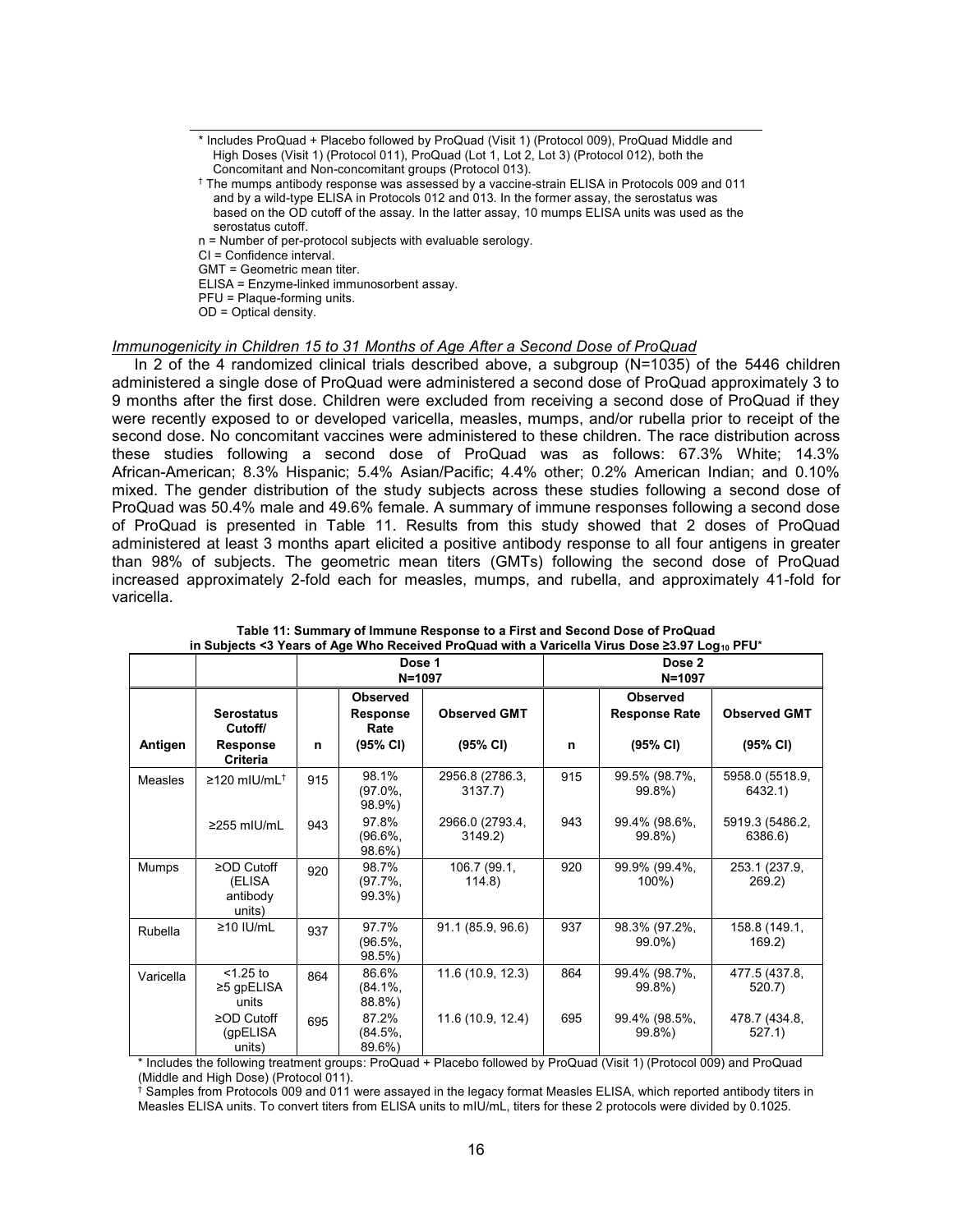* Includes ProQuad + Placebo followed by ProQuad (Visit 1) (Protocol 009), ProQuad Middle and High Doses (Visit 1) (Protocol 011), ProQuad (Lot 1, Lot 2, Lot 3) (Protocol 012), both the Concomitant and Non-concomitant groups (Protocol 013).

† The mumps antibody response was assessed by a vaccine-strain ELISA in Protocols 009 and 011 and by a wild-type ELISA in Protocols 012 and 013. In the former assay, the serostatus was based on the OD cutoff of the assay. In the latter assay, 10 mumps ELISA units was used as the serostatus cutoff.

n = Number of per-protocol subjects with evaluable serology.

CI = Confidence interval.

GMT = Geometric mean titer.

ELISA = Enzyme-linked immunosorbent assay.

PFU = Plaque-forming units.

OD = Optical density.

*Immunogenicity in Children 15 to 31 Months of Age After a Second Dose of ProQuad*

In 2 of the 4 randomized clinical trials described above, a subgroup (N=1035) of the 5446 children administered a single dose of ProQuad were administered a second dose of ProQuad approximately 3 to 9 months after the first dose. Children were excluded from receiving a second dose of ProQuad if they were recently exposed to or developed varicella, measles, mumps, and/or rubella prior to receipt of the second dose. No concomitant vaccines were administered to these children. The race distribution across these studies following a second dose of ProQuad was as follows: 67.3% White; 14.3% African-American; 8.3% Hispanic; 5.4% Asian/Pacific; 4.4% other; 0.2% American Indian; and 0.10% mixed. The gender distribution of the study subjects across these studies following a second dose of ProQuad was 50.4% male and 49.6% female. A summary of immune responses following a second dose of ProQuad is presented in Table 11. Results from this study showed that 2 doses of ProQuad administered at least 3 months apart elicited a positive antibody response to all four antigens in greater than 98% of subjects. The geometric mean titers (GMTs) following the second dose of ProQuad increased approximately 2-fold each for measles, mumps, and rubella, and approximately 41-fold for varicella.

**Table 11: Summary of Immune Response to a First and Second Dose of ProQuad in Subjects <3 Years of Age Who Received ProQuad with a Varicella Virus Dose ≥3.97 $Log_{10}$ PFU***

| | | Dose 1 N=1097 | | | Dose 2 N=1097 | | |
|---|---|---|---|---|---|---|---|
| **Antigen** | **Serostatus Cutoff/ Response Criteria** | **n** | **Observed Response Rate (95% CI)** | **Observed GMT (95% CI)** | **n** | **Observed Response Rate (95% CI)** | **Observed GMT (95% CI)** |
| Measles | ≥120 mIU/mL† | 915 | 98.1% (97.0%, 98.9%) | 2956.8 (2786.3, 3137.7) | 915 | 99.5% (98.7%, 99.8%) | 5958.0 (5518.9, 6432.1) |
| | ≥255 mIU/mL | 943 | 97.8% (96.6%, 98.6%) | 2966.0 (2793.4, 3149.2) | 943 | 99.4% (98.6%, 99.8%) | 5919.3 (5486.2, 6386.6) |
| Mumps | ≥OD Cutoff (ELISA antibody units) | 920 | 98.7% (97.7%, 99.3%) | 106.7 (99.1, 114.8) | 920 | 99.9% (99.4%, 100%) | 253.1 (237.9, 269.2) |
| Rubella | ≥10 IU/mL | 937 | 97.7% (96.5%, 98.5%) | 91.1 (85.9, 96.6) | 937 | 98.3% (97.2%, 99.0%) | 158.8 (149.1, 169.2) |
| Varicella | <1.25 to ≥5 gpELISA units | 864 | 86.6% (84.1%, 88.8%) | 11.6 (10.9, 12.3) | 864 | 99.4% (98.7%, 99.8%) | 477.5 (437.8, 520.7) |
| | ≥OD Cutoff (gpELISA units) | 695 | 87.2% (84.5%, 89.6%) | 11.6 (10.9, 12.4) | 695 | 99.4% (98.5%, 99.8%) | 478.7 (434.8, 527.1) |

* Includes the following treatment groups: ProQuad + Placebo followed by ProQuad (Visit 1) (Protocol 009) and ProQuad (Middle and High Dose) (Protocol 011).

† Samples from Protocols 009 and 011 were assayed in the legacy format Measles ELISA, which reported antibody titers in Measles ELISA units. To convert titers from ELISA units to mIU/mL, titers for these 2 protocols were divided by 0.1025.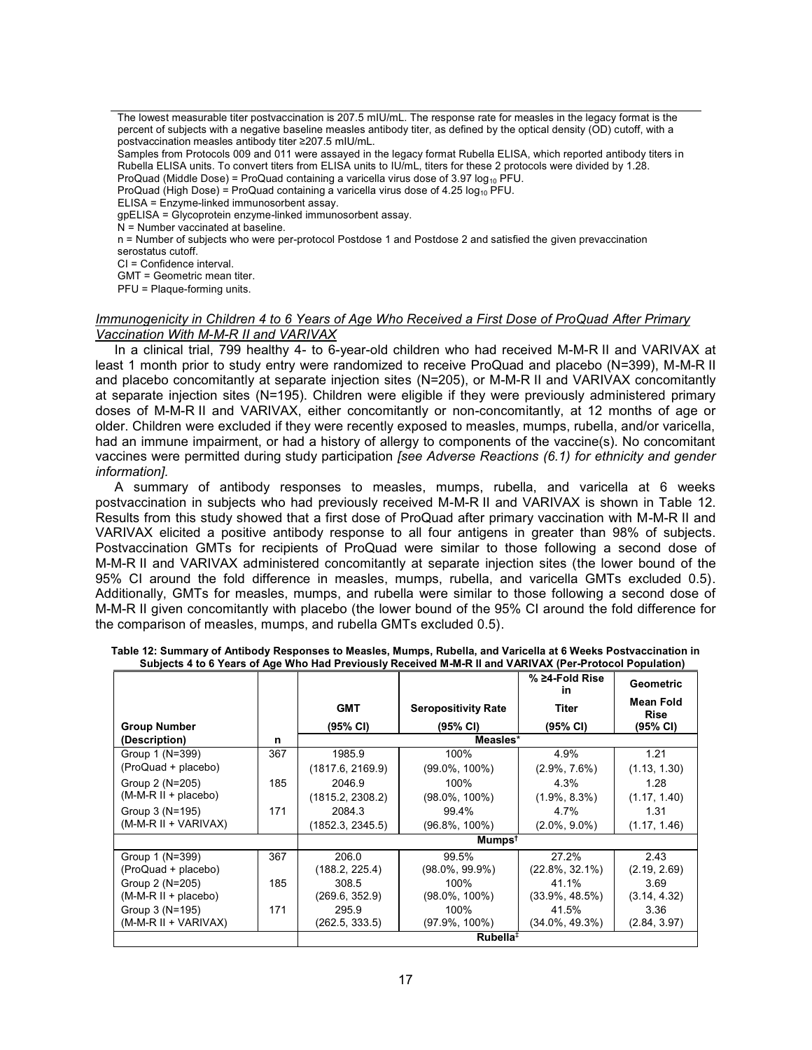The lowest measurable titer postvaccination is 207.5 mIU/mL. The response rate for measles in the legacy format is the percent of subjects with a negative baseline measles antibody titer, as defined by the optical density (OD) cutoff, with a postvaccination measles antibody titer ≥207.5 mIU/mL.

Samples from Protocols 009 and 011 were assayed in the legacy format Rubella ELISA, which reported antibody titers in Rubella ELISA units. To convert titers from ELISA units to IU/mL, titers for these 2 protocols were divided by 1.28.

ProQuad (Middle Dose) = ProQuad containing a varicella virus dose of 3.97 $\log_{10}$ PFU.

ProQuad (High Dose) = ProQuad containing a varicella virus dose of 4.25 $\log_{10}$ PFU.

ELISA = Enzyme-linked immunosorbent assay.

gpELISA = Glycoprotein enzyme-linked immunosorbent assay.

N = Number vaccinated at baseline.

n = Number of subjects who were per-protocol Postdose 1 and Postdose 2 and satisfied the given prevaccination serostatus cutoff.

CI = Confidence interval.

GMT = Geometric mean titer.

PFU = Plaque-forming units.

*Immunogenicity in Children 4 to 6 Years of Age Who Received a First Dose of ProQuad After Primary Vaccination With M-M-R II and VARIVAX*

In a clinical trial, 799 healthy 4- to 6-year-old children who had received M-M-R II and VARIVAX at least 1 month prior to study entry were randomized to receive ProQuad and placebo (N=399), M-M-R II and placebo concomitantly at separate injection sites (N=205), or M-M-R II and VARIVAX concomitantly at separate injection sites (N=195). Children were eligible if they were previously administered primary doses of M-M-R II and VARIVAX, either concomitantly or non-concomitantly, at 12 months of age or older. Children were excluded if they were recently exposed to measles, mumps, rubella, and/or varicella, had an immune impairment, or had a history of allergy to components of the vaccine(s). No concomitant vaccines were permitted during study participation *[see Adverse Reactions (6.1) for ethnicity and gender information]*.

A summary of antibody responses to measles, mumps, rubella, and varicella at 6 weeks postvaccination in subjects who had previously received M-M-R II and VARIVAX is shown in Table 12. Results from this study showed that a first dose of ProQuad after primary vaccination with M-M-R II and VARIVAX elicited a positive antibody response to all four antigens in greater than 98% of subjects. Postvaccination GMTs for recipients of ProQuad were similar to those following a second dose of M-M-R II and VARIVAX administered concomitantly at separate injection sites (the lower bound of the 95% CI around the fold difference in measles, mumps, rubella, and varicella GMTs excluded 0.5). Additionally, GMTs for measles, mumps, and rubella were similar to those following a second dose of M-M-R II given concomitantly with placebo (the lower bound of the 95% CI around the fold difference for the comparison of measles, mumps, and rubella GMTs excluded 0.5).

**Table 12: Summary of Antibody Responses to Measles, Mumps, Rubella, and Varicella at 6 Weeks Postvaccination in Subjects 4 to 6 Years of Age Who Had Previously Received M-M-R II and VARIVAX (Per-Protocol Population)**

| Group Number (Description) | n | GMT (95% CI) | Seropositivity Rate (95% CI) | % ≥4-Fold Rise in Titer (95% CI) | Geometric Mean Fold Rise (95% CI) |
|---|---|---|---|---|---|
| | | Measles* | | | |
| Group 1 (N=399) (ProQuad + placebo) | 367 | 1985.9 (1817.6, 2169.9) | 100% (99.0%, 100%) | 4.9% (2.9%, 7.6%) | 1.21 (1.13, 1.30) |
| Group 2 (N=205) (M-M-R II + placebo) | 185 | 2046.9 (1815.2, 2308.2) | 100% (98.0%, 100%) | 4.3% (1.9%, 8.3%) | 1.28 (1.17, 1.40) |
| Group 3 (N=195) (M-M-R II + VARIVAX) | 171 | 2084.3 (1852.3, 2345.5) | 99.4% (96.8%, 100%) | 4.7% (2.0%, 9.0%) | 1.31 (1.17, 1.46) |
| | | Mumps† | | | |
| Group 1 (N=399) (ProQuad + placebo) | 367 | 206.0 (188.2, 225.4) | 99.5% (98.0%, 99.9%) | 27.2% (22.8%, 32.1%) | 2.43 (2.19, 2.69) |
| Group 2 (N=205) (M-M-R II + placebo) | 185 | 308.5 (269.6, 352.9) | 100% (98.0%, 100%) | 41.1% (33.9%, 48.5%) | 3.69 (3.14, 4.32) |
| Group 3 (N=195) (M-M-R II + VARIVAX) | 171 | 295.9 (262.5, 333.5) | 100% (97.9%, 100%) | 41.5% (34.0%, 49.3%) | 3.36 (2.84, 3.97) |
| | | Rubella‡ | | | |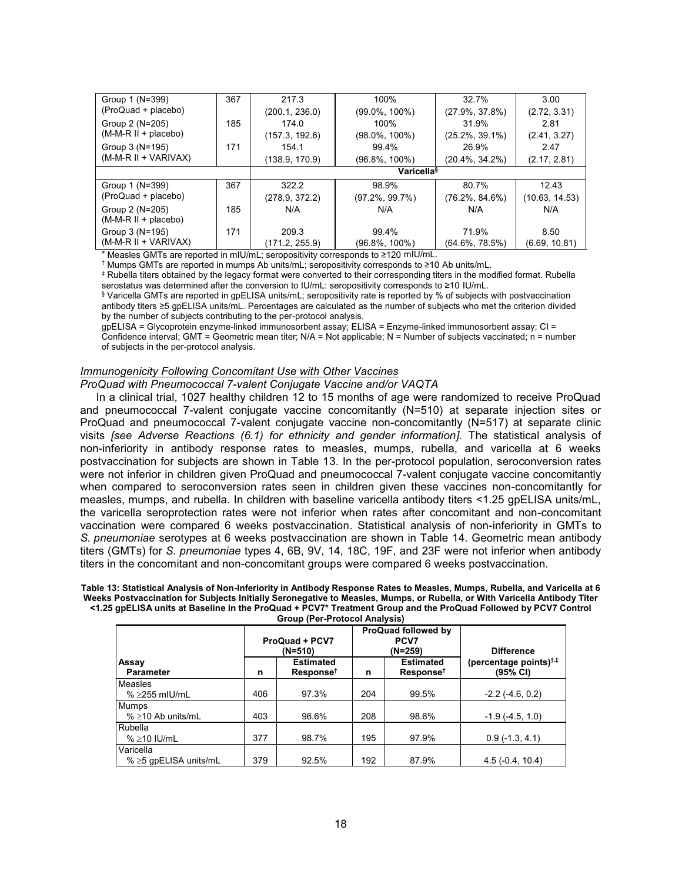| | | | | | |
|---|---|---|---|---|---|
| Group 1 (N=399) (ProQuad + placebo) | 367 | 217.3 (200.1, 236.0) | 100% (99.0%, 100%) | 32.7% (27.9%, 37.8%) | 3.00 (2.72, 3.31) |
| Group 2 (N=205) (M-M-R II + placebo) | 185 | 174.0 (157.3, 192.6) | 100% (98.0%, 100%) | 31.9% (25.2%, 39.1%) | 2.81 (2.41, 3.27) |
| Group 3 (N=195) (M-M-R II + VARIVAX) | 171 | 154.1 (138.9, 170.9) | 99.4% (96.8%, 100%) | 26.9% (20.4%, 34.2%) | 2.47 (2.17, 2.81) |
| | | Varicella§ | | | |
| Group 1 (N=399) (ProQuad + placebo) | 367 | 322.2 (278.9, 372.2) | 98.9% (97.2%, 99.7%) | 80.7% (76.2%, 84.6%) | 12.43 (10.63, 14.53) |
| Group 2 (N=205) (M-M-R II + placebo) | 185 | N/A | N/A | N/A | N/A |
| Group 3 (N=195) (M-M-R II + VARIVAX) | 171 | 209.3 (171.2, 255.9) | 99.4% (96.8%, 100%) | 71.9% (64.6%, 78.5%) | 8.50 (6.69, 10.81) |

* Measles GMTs are reported in mIU/mL; seropositivity corresponds to ≥120 mIU/mL.
† Mumps GMTs are reported in mumps Ab units/mL; seropositivity corresponds to ≥10 Ab units/mL.
‡ Rubella titers obtained by the legacy format were converted to their corresponding titers in the modified format. Rubella serostatus was determined after the conversion to IU/mL: seropositivity corresponds to ≥10 IU/mL.
§ Varicella GMTs are reported in gpELISA units/mL; seropositivity rate is reported by % of subjects with postvaccination antibody titers ≥5 gpELISA units/mL. Percentages are calculated as the number of subjects who met the criterion divided by the number of subjects contributing to the per-protocol analysis.
gpELISA = Glycoprotein enzyme-linked immunosorbent assay; ELISA = Enzyme-linked immunosorbent assay; CI = Confidence interval; GMT = Geometric mean titer; N/A = Not applicable; N = Number of subjects vaccinated; n = number of subjects in the per-protocol analysis.

*Immunogenicity Following Concomitant Use with Other Vaccines*

*ProQuad with Pneumococcal 7-valent Conjugate Vaccine and/or VAQTA*

In a clinical trial, 1027 healthy children 12 to 15 months of age were randomized to receive ProQuad and pneumococcal 7-valent conjugate vaccine concomitantly (N=510) at separate injection sites or ProQuad and pneumococcal 7-valent conjugate vaccine non-concomitantly (N=517) at separate clinic visits *[see Adverse Reactions (6.1) for ethnicity and gender information]*. The statistical analysis of non-inferiority in antibody response rates to measles, mumps, rubella, and varicella at 6 weeks postvaccination for subjects are shown in Table 13. In the per-protocol population, seroconversion rates were not inferior in children given ProQuad and pneumococcal 7-valent conjugate vaccine concomitantly when compared to seroconversion rates seen in children given these vaccines non-concomitantly for measles, mumps, and rubella. In children with baseline varicella antibody titers <1.25 gpELISA units/mL, the varicella seroprotection rates were not inferior when rates after concomitant and non-concomitant vaccination were compared 6 weeks postvaccination. Statistical analysis of non-inferiority in GMTs to *S. pneumoniae* serotypes at 6 weeks postvaccination are shown in Table 14. Geometric mean antibody titers (GMTs) for *S. pneumoniae* types 4, 6B, 9V, 14, 18C, 19F, and 23F were not inferior when antibody titers in the concomitant and non-concomitant groups were compared 6 weeks postvaccination.

**Table 13: Statistical Analysis of Non-Inferiority in Antibody Response Rates to Measles, Mumps, Rubella, and Varicella at 6 Weeks Postvaccination for Subjects Initially Seronegative to Measles, Mumps, or Rubella, or With Varicella Antibody Titer <1.25 gpELISA units at Baseline in the ProQuad + PCV7* Treatment Group and the ProQuad Followed by PCV7 Control Group (Per-Protocol Analysis)**

| Assay Parameter | ProQuad + PCV7 (N=510) | | ProQuad followed by PCV7 (N=259) | | Difference |
|---|---|---|---|---|---|
| | n | Estimated Response† | n | Estimated Response† | (percentage points)†,‡ (95% CI) |
| Measles % ≥255 mIU/mL | 406 | 97.3% | 204 | 99.5% | -2.2 (-4.6, 0.2) |
| Mumps % ≥10 Ab units/mL | 403 | 96.6% | 208 | 98.6% | -1.9 (-4.5, 1.0) |
| Rubella % ≥10 IU/mL | 377 | 98.7% | 195 | 97.9% | 0.9 (-1.3, 4.1) |
| Varicella % ≥5 gpELISA units/mL | 379 | 92.5% | 192 | 87.9% | 4.5 (-0.4, 10.4) |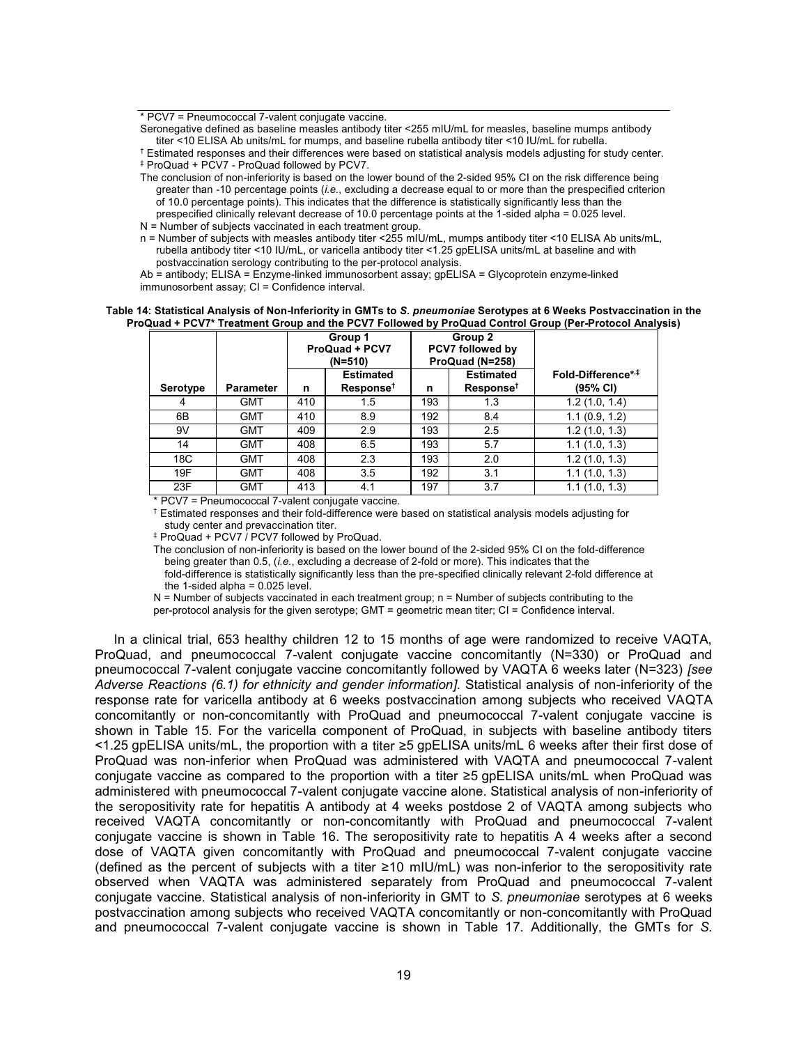* PCV7 = Pneumococcal 7-valent conjugate vaccine.

Seronegative defined as baseline measles antibody titer <255 mIU/mL for measles, baseline mumps antibody titer <10 ELISA Ab units/mL for mumps, and baseline rubella antibody titer <10 IU/mL for rubella.

† Estimated responses and their differences were based on statistical analysis models adjusting for study center.

‡ ProQuad + PCV7 - ProQuad followed by PCV7.

The conclusion of non-inferiority is based on the lower bound of the 2-sided 95% CI on the risk difference being greater than -10 percentage points (*i.e.*, excluding a decrease equal to or more than the prespecified criterion of 10.0 percentage points). This indicates that the difference is statistically significantly less than the prespecified clinically relevant decrease of 10.0 percentage points at the 1-sided alpha = 0.025 level.

N = Number of subjects vaccinated in each treatment group.

n = Number of subjects with measles antibody titer <255 mIU/mL, mumps antibody titer <10 ELISA Ab units/mL, rubella antibody titer <10 IU/mL, or varicella antibody titer <1.25 gpELISA units/mL at baseline and with postvaccination serology contributing to the per-protocol analysis.

Ab = antibody; ELISA = Enzyme-linked immunosorbent assay; gpELISA = Glycoprotein enzyme-linked immunosorbent assay; CI = Confidence interval.

**Table 14: Statistical Analysis of Non-Inferiority in GMTs to *S. pneumoniae* Serotypes at 6 Weeks Postvaccination in the ProQuad + PCV7* Treatment Group and the PCV7 Followed by ProQuad Control Group (Per-Protocol Analysis)**

| | | Group 1 ProQuad + PCV7 (N=510) | | Group 2 PCV7 followed by ProQuad (N=258) | | |
|---|---|---|---|---|---|---|
| **Serotype** | **Parameter** | **n** | **Estimated Response†** | **n** | **Estimated Response†** | **Fold-Difference*,‡ (95% CI)** |
| 4 | GMT | 410 | 1.5 | 193 | 1.3 | 1.2 (1.0, 1.4) |
| 6B | GMT | 410 | 8.9 | 192 | 8.4 | 1.1 (0.9, 1.2) |
| 9V | GMT | 409 | 2.9 | 193 | 2.5 | 1.2 (1.0, 1.3) |
| 14 | GMT | 408 | 6.5 | 193 | 5.7 | 1.1 (1.0, 1.3) |
| 18C | GMT | 408 | 2.3 | 193 | 2.0 | 1.2 (1.0, 1.3) |
| 19F | GMT | 408 | 3.5 | 192 | 3.1 | 1.1 (1.0, 1.3) |
| 23F | GMT | 413 | 4.1 | 197 | 3.7 | 1.1 (1.0, 1.3) |

* PCV7 = Pneumococcal 7-valent conjugate vaccine.

† Estimated responses and their fold-difference were based on statistical analysis models adjusting for study center and prevaccination titer.

‡ ProQuad + PCV7 / PCV7 followed by ProQuad.

The conclusion of non-inferiority is based on the lower bound of the 2-sided 95% CI on the fold-difference being greater than 0.5, (*i.e.*, excluding a decrease of 2-fold or more). This indicates that the fold-difference is statistically significantly less than the pre-specified clinically relevant 2-fold difference at the 1-sided alpha = 0.025 level.

N = Number of subjects vaccinated in each treatment group; n = Number of subjects contributing to the per-protocol analysis for the given serotype; GMT = geometric mean titer; CI = Confidence interval.

In a clinical trial, 653 healthy children 12 to 15 months of age were randomized to receive VAQTA, ProQuad, and pneumococcal 7-valent conjugate vaccine concomitantly (N=330) or ProQuad and pneumococcal 7-valent conjugate vaccine concomitantly followed by VAQTA 6 weeks later (N=323) *[see Adverse Reactions (6.1) for ethnicity and gender information]*. Statistical analysis of non-inferiority of the response rate for varicella antibody at 6 weeks postvaccination among subjects who received VAQTA concomitantly or non-concomitantly with ProQuad and pneumococcal 7-valent conjugate vaccine is shown in Table 15. For the varicella component of ProQuad, in subjects with baseline antibody titers <1.25 gpELISA units/mL, the proportion with a titer ≥5 gpELISA units/mL 6 weeks after their first dose of ProQuad was non-inferior when ProQuad was administered with VAQTA and pneumococcal 7-valent conjugate vaccine as compared to the proportion with a titer ≥5 gpELISA units/mL when ProQuad was administered with pneumococcal 7-valent conjugate vaccine alone. Statistical analysis of non-inferiority of the seropositivity rate for hepatitis A antibody at 4 weeks postdose 2 of VAQTA among subjects who received VAQTA concomitantly or non-concomitantly with ProQuad and pneumococcal 7-valent conjugate vaccine is shown in Table 16. The seropositivity rate to hepatitis A 4 weeks after a second dose of VAQTA given concomitantly with ProQuad and pneumococcal 7-valent conjugate vaccine (defined as the percent of subjects with a titer ≥10 mIU/mL) was non-inferior to the seropositivity rate observed when VAQTA was administered separately from ProQuad and pneumococcal 7-valent conjugate vaccine. Statistical analysis of non-inferiority in GMT to *S. pneumoniae* serotypes at 6 weeks postvaccination among subjects who received VAQTA concomitantly or non-concomitantly with ProQuad and pneumococcal 7-valent conjugate vaccine is shown in Table 17. Additionally, the GMTs for *S.*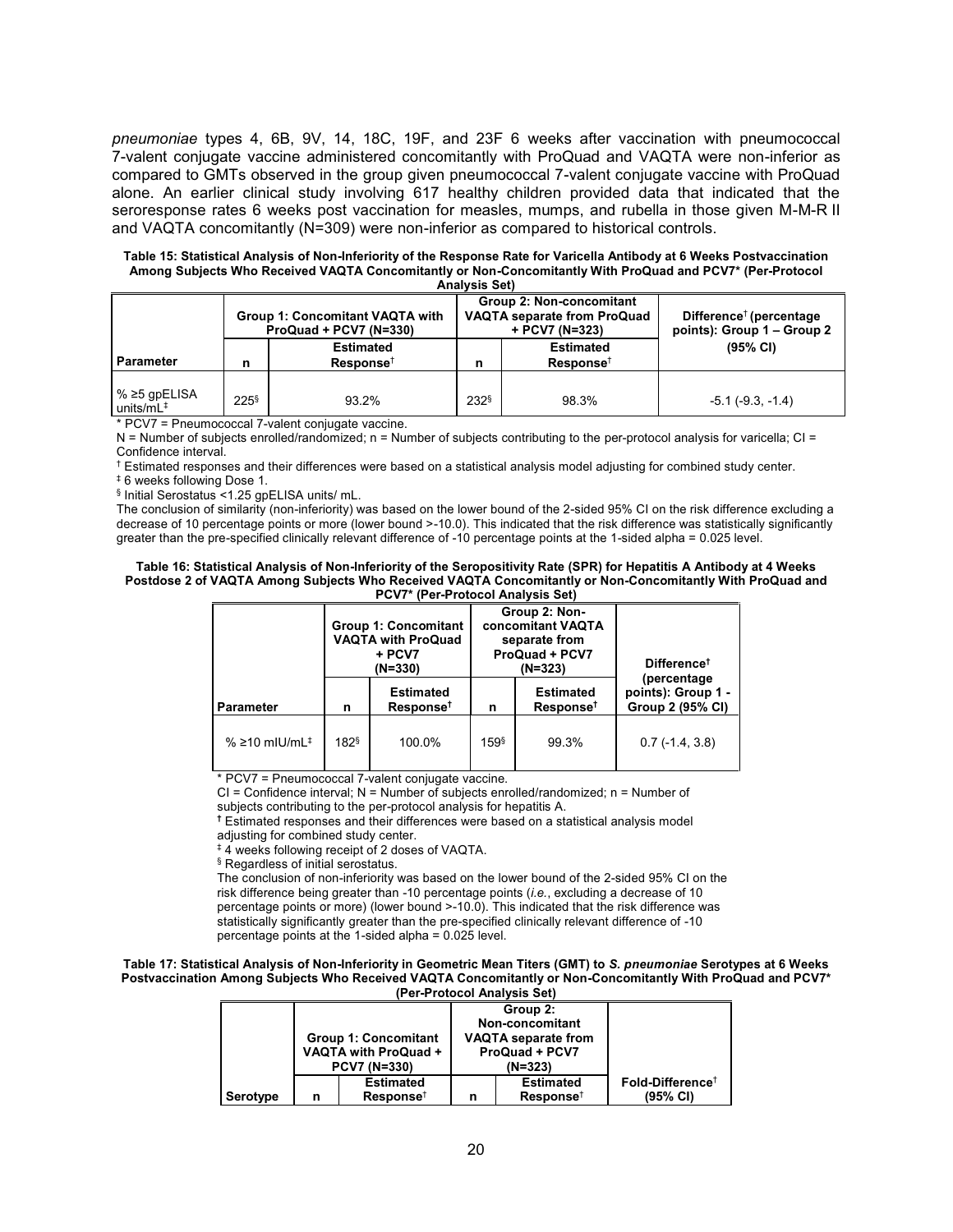*pneumoniae* types 4, 6B, 9V, 14, 18C, 19F, and 23F 6 weeks after vaccination with pneumococcal 7-valent conjugate vaccine administered concomitantly with ProQuad and VAQTA were non-inferior as compared to GMTs observed in the group given pneumococcal 7-valent conjugate vaccine with ProQuad alone. An earlier clinical study involving 617 healthy children provided data that indicated that the seroresponse rates 6 weeks post vaccination for measles, mumps, and rubella in those given M-M-R II and VAQTA concomitantly (N=309) were non-inferior as compared to historical controls.

**Table 15: Statistical Analysis of Non-Inferiority of the Response Rate for Varicella Antibody at 6 Weeks Postvaccination Among Subjects Who Received VAQTA Concomitantly or Non-Concomitantly With ProQuad and PCV7* (Per-Protocol Analysis Set)**

| | Group 1: Concomitant VAQTA with ProQuad + PCV7 (N=330) | | Group 2: Non-concomitant VAQTA separate from ProQuad + PCV7 (N=323) | | Difference† (percentage points): Group 1 – Group 2 (95% CI) |
|---|---|---|---|---|---|
| **Parameter** | **n** | **Estimated Response†** | **n** | **Estimated Response†** | |
| % ≥5 gpELISA units/mL‡ | 225§ | 93.2% | 232§ | 98.3% | -5.1 (-9.3, -1.4) |

\* PCV7 = Pneumococcal 7-valent conjugate vaccine.

N = Number of subjects enrolled/randomized; n = Number of subjects contributing to the per-protocol analysis for varicella; CI = Confidence interval.

† Estimated responses and their differences were based on a statistical analysis model adjusting for combined study center.

‡ 6 weeks following Dose 1.

§ Initial Serostatus <1.25 gpELISA units/ mL.

The conclusion of similarity (non-inferiority) was based on the lower bound of the 2-sided 95% CI on the risk difference excluding a decrease of 10 percentage points or more (lower bound >-10.0). This indicated that the risk difference was statistically significantly greater than the pre-specified clinically relevant difference of -10 percentage points at the 1-sided alpha = 0.025 level.

**Table 16: Statistical Analysis of Non-Inferiority of the Seropositivity Rate (SPR) for Hepatitis A Antibody at 4 Weeks Postdose 2 of VAQTA Among Subjects Who Received VAQTA Concomitantly or Non-Concomitantly With ProQuad and PCV7* (Per-Protocol Analysis Set)**

| | Group 1: Concomitant VAQTA with ProQuad + PCV7 (N=330) | | Group 2: Non-concomitant VAQTA separate from ProQuad + PCV7 (N=323) | | Difference† (percentage points): Group 1 - Group 2 (95% CI) |
|---|---|---|---|---|---|
| **Parameter** | **n** | **Estimated Response†** | **n** | **Estimated Response†** | |
| % ≥10 mIU/mL‡ | 182§ | 100.0% | 159§ | 99.3% | 0.7 (-1.4, 3.8) |

\* PCV7 = Pneumococcal 7-valent conjugate vaccine.

CI = Confidence interval; N = Number of subjects enrolled/randomized; n = Number of subjects contributing to the per-protocol analysis for hepatitis A.

† Estimated responses and their differences were based on a statistical analysis model adjusting for combined study center.

‡ 4 weeks following receipt of 2 doses of VAQTA.

§ Regardless of initial serostatus.

The conclusion of non-inferiority was based on the lower bound of the 2-sided 95% CI on the risk difference being greater than -10 percentage points (*i.e.*, excluding a decrease of 10 percentage points or more) (lower bound >-10.0). This indicated that the risk difference was statistically significantly greater than the pre-specified clinically relevant difference of -10 percentage points at the 1-sided alpha = 0.025 level.

**Table 17: Statistical Analysis of Non-Inferiority in Geometric Mean Titers (GMT) to *S. pneumoniae* Serotypes at 6 Weeks Postvaccination Among Subjects Who Received VAQTA Concomitantly or Non-Concomitantly With ProQuad and PCV7* (Per-Protocol Analysis Set)**

| | Group 1: Concomitant VAQTA with ProQuad + PCV7 (N=330) | | Group 2: Non-concomitant VAQTA separate from ProQuad + PCV7 (N=323) | | |
|---|---|---|---|---|---|
| **Serotype** | **n** | **Estimated Response†** | **n** | **Estimated Response†** | **Fold-Difference† (95% CI)** |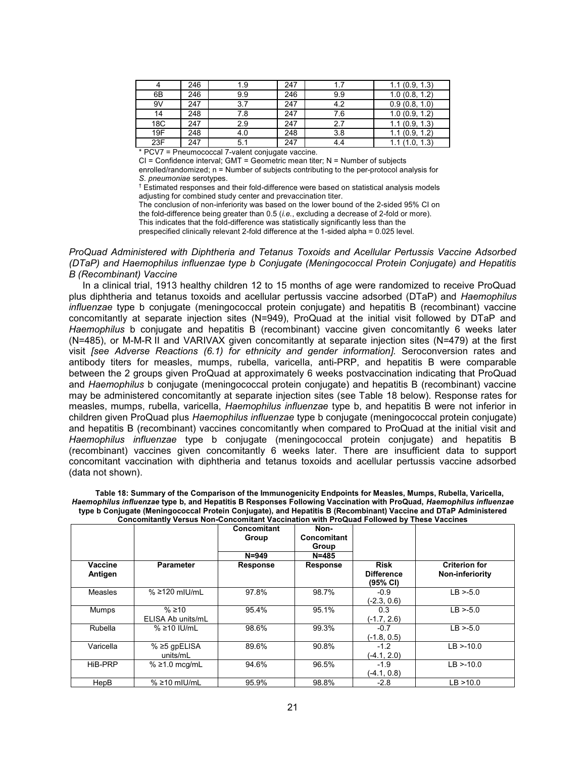| 4 | 246 | 1.9 | 247 | 1.7 | 1.1 (0.9, 1.3) |
|---|---|---|---|---|---|
| 6B | 246 | 9.9 | 246 | 9.9 | 1.0 (0.8, 1.2) |
| 9V | 247 | 3.7 | 247 | 4.2 | 0.9 (0.8, 1.0) |
| 14 | 248 | 7.8 | 247 | 7.6 | 1.0 (0.9, 1.2) |
| 18C | 247 | 2.9 | 247 | 2.7 | 1.1 (0.9, 1.3) |
| 19F | 248 | 4.0 | 248 | 3.8 | 1.1 (0.9, 1.2) |
| 23F | 247 | 5.1 | 247 | 4.4 | 1.1 (1.0, 1.3) |

* PCV7 = Pneumococcal 7-valent conjugate vaccine.
CI = Confidence interval; GMT = Geometric mean titer; N = Number of subjects enrolled/randomized; n = Number of subjects contributing to the per-protocol analysis for *S. pneumoniae* serotypes.
† Estimated responses and their fold-difference were based on statistical analysis models adjusting for combined study center and prevaccination titer.
The conclusion of non-inferiority was based on the lower bound of the 2-sided 95% CI on the fold-difference being greater than 0.5 (*i.e.*, excluding a decrease of 2-fold or more). This indicates that the fold-difference was statistically significantly less than the prespecified clinically relevant 2-fold difference at the 1-sided alpha = 0.025 level.

*ProQuad Administered with Diphtheria and Tetanus Toxoids and Acellular Pertussis Vaccine Adsorbed (DTaP) and Haemophilus influenzae type b Conjugate (Meningococcal Protein Conjugate) and Hepatitis B (Recombinant) Vaccine*

In a clinical trial, 1913 healthy children 12 to 15 months of age were randomized to receive ProQuad plus diphtheria and tetanus toxoids and acellular pertussis vaccine adsorbed (DTaP) and *Haemophilus influenzae* type b conjugate (meningococcal protein conjugate) and hepatitis B (recombinant) vaccine concomitantly at separate injection sites (N=949), ProQuad at the initial visit followed by DTaP and *Haemophilus* b conjugate and hepatitis B (recombinant) vaccine given concomitantly 6 weeks later (N=485), or M-M-R II and VARIVAX given concomitantly at separate injection sites (N=479) at the first visit *[see Adverse Reactions (6.1) for ethnicity and gender information]*. Seroconversion rates and antibody titers for measles, mumps, rubella, varicella, anti-PRP, and hepatitis B were comparable between the 2 groups given ProQuad at approximately 6 weeks postvaccination indicating that ProQuad and *Haemophilus* b conjugate (meningococcal protein conjugate) and hepatitis B (recombinant) vaccine may be administered concomitantly at separate injection sites (see Table 18 below). Response rates for measles, mumps, rubella, varicella, *Haemophilus influenzae* type b, and hepatitis B were not inferior in children given ProQuad plus *Haemophilus influenzae* type b conjugate (meningococcal protein conjugate) and hepatitis B (recombinant) vaccines concomitantly when compared to ProQuad at the initial visit and *Haemophilus influenzae* type b conjugate (meningococcal protein conjugate) and hepatitis B (recombinant) vaccines given concomitantly 6 weeks later. There are insufficient data to support concomitant vaccination with diphtheria and tetanus toxoids and acellular pertussis vaccine adsorbed (data not shown).

**Table 18: Summary of the Comparison of the Immunogenicity Endpoints for Measles, Mumps, Rubella, Varicella, *Haemophilus influenzae* type b, and Hepatitis B Responses Following Vaccination with ProQuad, *Haemophilus influenzae* type b Conjugate (Meningococcal Protein Conjugate), and Hepatitis B (Recombinant) Vaccine and DTaP Administered Concomitantly Versus Non-Concomitant Vaccination with ProQuad Followed by These Vaccines**

| | | Concomitant Group<br>N=949 | Non-Concomitant Group<br>N=485 | | |
|---|---|---|---|---|---|
| **Vaccine Antigen** | **Parameter** | **Response** | **Response** | **Risk Difference (95% CI)** | **Criterion for Non-inferiority** |
| Measles | % ≥120 mIU/mL | 97.8% | 98.7% | -0.9 (-2.3, 0.6) | LB >-5.0 |
| Mumps | % ≥10 ELISA Ab units/mL | 95.4% | 95.1% | 0.3 (-1.7, 2.6) | LB >-5.0 |
| Rubella | % ≥10 IU/mL | 98.6% | 99.3% | -0.7 (-1.8, 0.5) | LB >-5.0 |
| Varicella | % ≥5 gpELISA units/mL | 89.6% | 90.8% | -1.2 (-4.1, 2.0) | LB >-10.0 |
| HiB-PRP | % ≥1.0 mcg/mL | 94.6% | 96.5% | -1.9 (-4.1, 0.8) | LB >-10.0 |
| HepB | % ≥10 mIU/mL | 95.9% | 98.8% | -2.8 | LB >10.0 |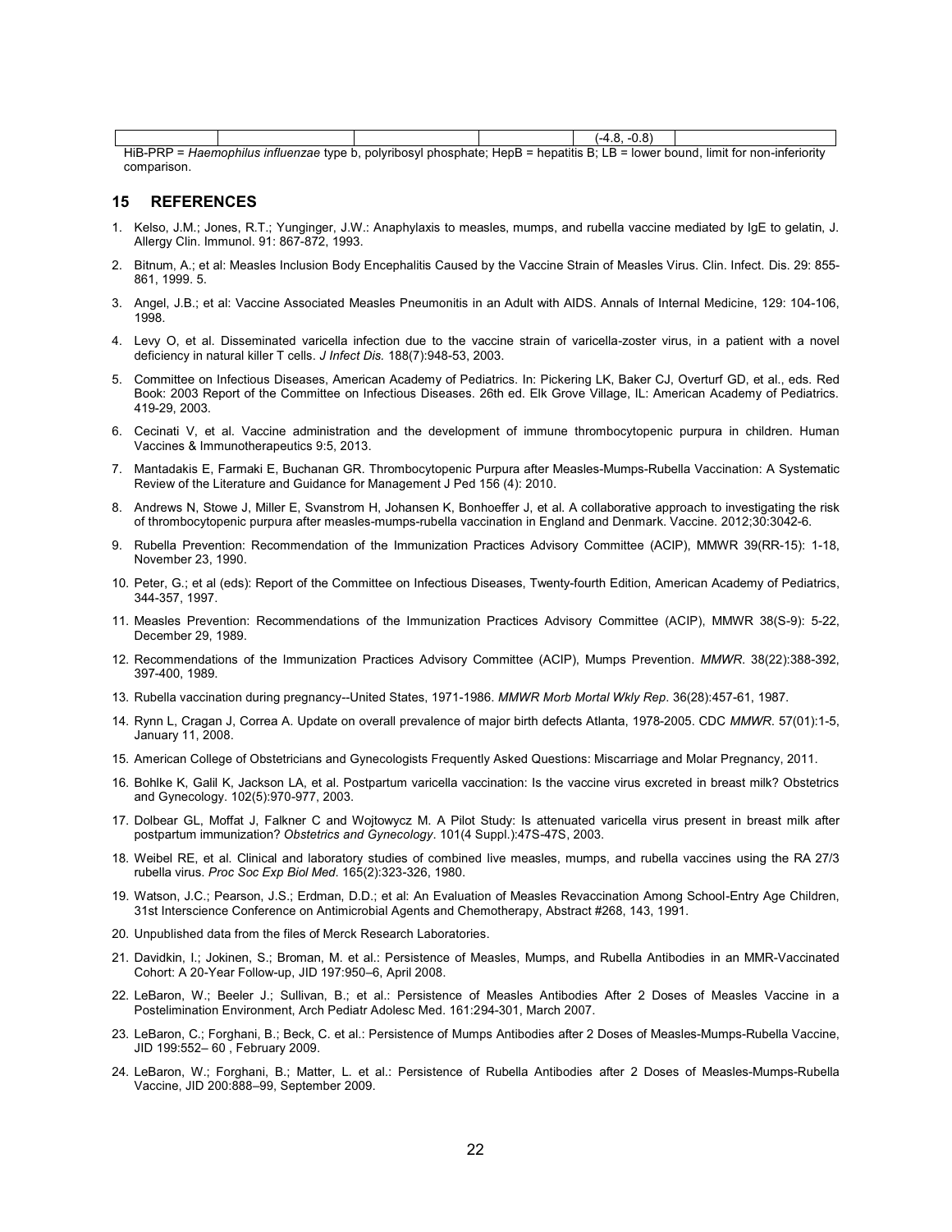| | | | | (-4.8, -0.8) | |
|---|---|---|---|---|---|

HiB-PRP = *Haemophilus influenzae* type b, polyribosyl phosphate; HepB = hepatitis B; LB = lower bound, limit for non-inferiority comparison.

## 15 REFERENCES

1. Kelso, J.M.; Jones, R.T.; Yunginger, J.W.: Anaphylaxis to measles, mumps, and rubella vaccine mediated by IgE to gelatin, J. Allergy Clin. Immunol. 91: 867-872, 1993.
2. Bitnum, A.; et al: Measles Inclusion Body Encephalitis Caused by the Vaccine Strain of Measles Virus. Clin. Infect. Dis. 29: 855-861, 1999. 5.
3. Angel, J.B.; et al: Vaccine Associated Measles Pneumonitis in an Adult with AIDS. Annals of Internal Medicine, 129: 104-106, 1998.
4. Levy O, et al. Disseminated varicella infection due to the vaccine strain of varicella-zoster virus, in a patient with a novel deficiency in natural killer T cells. *J Infect Dis.* 188(7):948-53, 2003.
5. Committee on Infectious Diseases, American Academy of Pediatrics. In: Pickering LK, Baker CJ, Overturf GD, et al., eds. Red Book: 2003 Report of the Committee on Infectious Diseases. 26th ed. Elk Grove Village, IL: American Academy of Pediatrics. 419-29, 2003.
6. Cecinati V, et al. Vaccine administration and the development of immune thrombocytopenic purpura in children. Human Vaccines & Immunotherapeutics 9:5, 2013.
7. Mantadakis E, Farmaki E, Buchanan GR. Thrombocytopenic Purpura after Measles-Mumps-Rubella Vaccination: A Systematic Review of the Literature and Guidance for Management J Ped 156 (4): 2010.
8. Andrews N, Stowe J, Miller E, Svanstrom H, Johansen K, Bonhoeffer J, et al. A collaborative approach to investigating the risk of thrombocytopenic purpura after measles-mumps-rubella vaccination in England and Denmark. Vaccine. 2012;30:3042-6.
9. Rubella Prevention: Recommendation of the Immunization Practices Advisory Committee (ACIP), MMWR 39(RR-15): 1-18, November 23, 1990.
10. Peter, G.; et al (eds): Report of the Committee on Infectious Diseases, Twenty-fourth Edition, American Academy of Pediatrics, 344-357, 1997.
11. Measles Prevention: Recommendations of the Immunization Practices Advisory Committee (ACIP), MMWR 38(S-9): 5-22, December 29, 1989.
12. Recommendations of the Immunization Practices Advisory Committee (ACIP), Mumps Prevention. *MMWR.* 38(22):388-392, 397-400, 1989.
13. Rubella vaccination during pregnancy--United States, 1971-1986. *MMWR Morb Mortal Wkly Rep*. 36(28):457-61, 1987.
14. Rynn L, Cragan J, Correa A. Update on overall prevalence of major birth defects Atlanta, 1978-2005. CDC *MMWR.* 57(01):1-5, January 11, 2008.
15. American College of Obstetricians and Gynecologists Frequently Asked Questions: Miscarriage and Molar Pregnancy, 2011.
16. Bohlke K, Galil K, Jackson LA, et al. Postpartum varicella vaccination: Is the vaccine virus excreted in breast milk? Obstetrics and Gynecology. 102(5):970-977, 2003.
17. Dolbear GL, Moffat J, Falkner C and Wojtowycz M. A Pilot Study: Is attenuated varicella virus present in breast milk after postpartum immunization? *Obstetrics and Gynecology*. 101(4 Suppl.):47S-47S, 2003.
18. Weibel RE, et al. Clinical and laboratory studies of combined live measles, mumps, and rubella vaccines using the RA 27/3 rubella virus. *Proc Soc Exp Biol Med*. 165(2):323-326, 1980.
19. Watson, J.C.; Pearson, J.S.; Erdman, D.D.; et al: An Evaluation of Measles Revaccination Among School-Entry Age Children, 31st Interscience Conference on Antimicrobial Agents and Chemotherapy, Abstract #268, 143, 1991.
20. Unpublished data from the files of Merck Research Laboratories.
21. Davidkin, I.; Jokinen, S.; Broman, M. et al.: Persistence of Measles, Mumps, and Rubella Antibodies in an MMR-Vaccinated Cohort: A 20-Year Follow-up, JID 197:950–6, April 2008.
22. LeBaron, W.; Beeler J.; Sullivan, B.; et al.: Persistence of Measles Antibodies After 2 Doses of Measles Vaccine in a Postelimination Environment, Arch Pediatr Adolesc Med. 161:294-301, March 2007.
23. LeBaron, C.; Forghani, B.; Beck, C. et al.: Persistence of Mumps Antibodies after 2 Doses of Measles-Mumps-Rubella Vaccine, JID 199:552– 60 , February 2009.
24. LeBaron, W.; Forghani, B.; Matter, L. et al.: Persistence of Rubella Antibodies after 2 Doses of Measles-Mumps-Rubella Vaccine, JID 200:888–99, September 2009.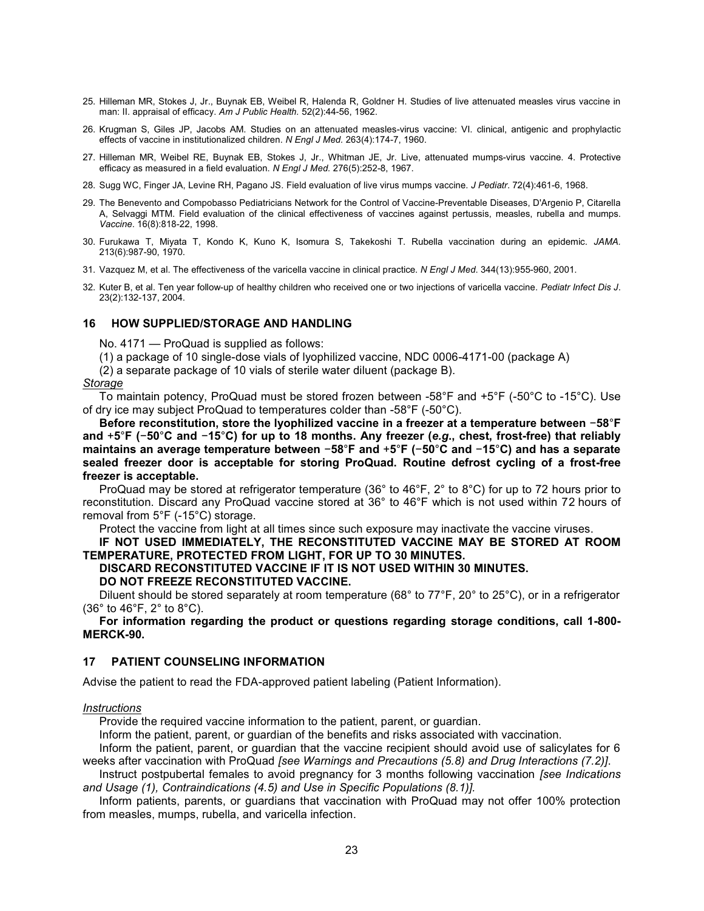25. Hilleman MR, Stokes J, Jr., Buynak EB, Weibel R, Halenda R, Goldner H. Studies of live attenuated measles virus vaccine in man: II. appraisal of efficacy. *Am J Public Health.* 52(2):44-56, 1962.

26. Krugman S, Giles JP, Jacobs AM. Studies on an attenuated measles-virus vaccine: VI. clinical, antigenic and prophylactic effects of vaccine in institutionalized children. *N Engl J Med.* 263(4):174-7, 1960.

27. Hilleman MR, Weibel RE, Buynak EB, Stokes J, Jr., Whitman JE, Jr. Live, attenuated mumps-virus vaccine. 4. Protective efficacy as measured in a field evaluation. *N Engl J Med.* 276(5):252-8, 1967.

28. Sugg WC, Finger JA, Levine RH, Pagano JS. Field evaluation of live virus mumps vaccine. *J Pediatr.* 72(4):461-6, 1968.

29. The Benevento and Compobasso Pediatricians Network for the Control of Vaccine-Preventable Diseases, D'Argenio P, Citarella A, Selvaggi MTM. Field evaluation of the clinical effectiveness of vaccines against pertussis, measles, rubella and mumps. *Vaccine.* 16(8):818-22, 1998.

30. Furukawa T, Miyata T, Kondo K, Kuno K, Isomura S, Takekoshi T. Rubella vaccination during an epidemic. *JAMA.* 213(6):987-90, 1970.

31. Vazquez M, et al. The effectiveness of the varicella vaccine in clinical practice. *N Engl J Med.* 344(13):955-960, 2001.

32. Kuter B, et al. Ten year follow-up of healthy children who received one or two injections of varicella vaccine. *Pediatr Infect Dis J.* 23(2):132-137, 2004.

## 16 HOW SUPPLIED/STORAGE AND HANDLING

No. 4171 — ProQuad is supplied as follows:

(1) a package of 10 single-dose vials of lyophilized vaccine, NDC 0006-4171-00 (package A)

(2) a separate package of 10 vials of sterile water diluent (package B).

*Storage*

To maintain potency, ProQuad must be stored frozen between -58°F and +5°F (-50°C to -15°C). Use of dry ice may subject ProQuad to temperatures colder than -58°F (-50°C).

**Before reconstitution, store the lyophilized vaccine in a freezer at a temperature between −58°F and +5°F (−50°C and −15°C) for up to 18 months. Any freezer (*e.g.*, chest, frost-free) that reliably maintains an average temperature between −58°F and +5°F (−50°C and −15°C) and has a separate sealed freezer door is acceptable for storing ProQuad. Routine defrost cycling of a frost-free freezer is acceptable.**

ProQuad may be stored at refrigerator temperature (36° to 46°F, 2° to 8°C) for up to 72 hours prior to reconstitution. Discard any ProQuad vaccine stored at 36° to 46°F which is not used within 72 hours of removal from 5°F (-15°C) storage.

Protect the vaccine from light at all times since such exposure may inactivate the vaccine viruses.

**IF NOT USED IMMEDIATELY, THE RECONSTITUTED VACCINE MAY BE STORED AT ROOM TEMPERATURE, PROTECTED FROM LIGHT, FOR UP TO 30 MINUTES.**

**DISCARD RECONSTITUTED VACCINE IF IT IS NOT USED WITHIN 30 MINUTES.**

**DO NOT FREEZE RECONSTITUTED VACCINE.**

Diluent should be stored separately at room temperature (68° to 77°F, 20° to 25°C), or in a refrigerator (36° to 46°F, 2° to 8°C).

**For information regarding the product or questions regarding storage conditions, call 1-800-MERCK-90.**

## 17 PATIENT COUNSELING INFORMATION

Advise the patient to read the FDA-approved patient labeling (Patient Information).

*Instructions*

Provide the required vaccine information to the patient, parent, or guardian.

Inform the patient, parent, or guardian of the benefits and risks associated with vaccination.

Inform the patient, parent, or guardian that the vaccine recipient should avoid use of salicylates for 6 weeks after vaccination with ProQuad *[see Warnings and Precautions (5.8) and Drug Interactions (7.2)]*.

Instruct postpubertal females to avoid pregnancy for 3 months following vaccination *[see Indications and Usage (1), Contraindications (4.5) and Use in Specific Populations (8.1)]*.

Inform patients, parents, or guardians that vaccination with ProQuad may not offer 100% protection from measles, mumps, rubella, and varicella infection.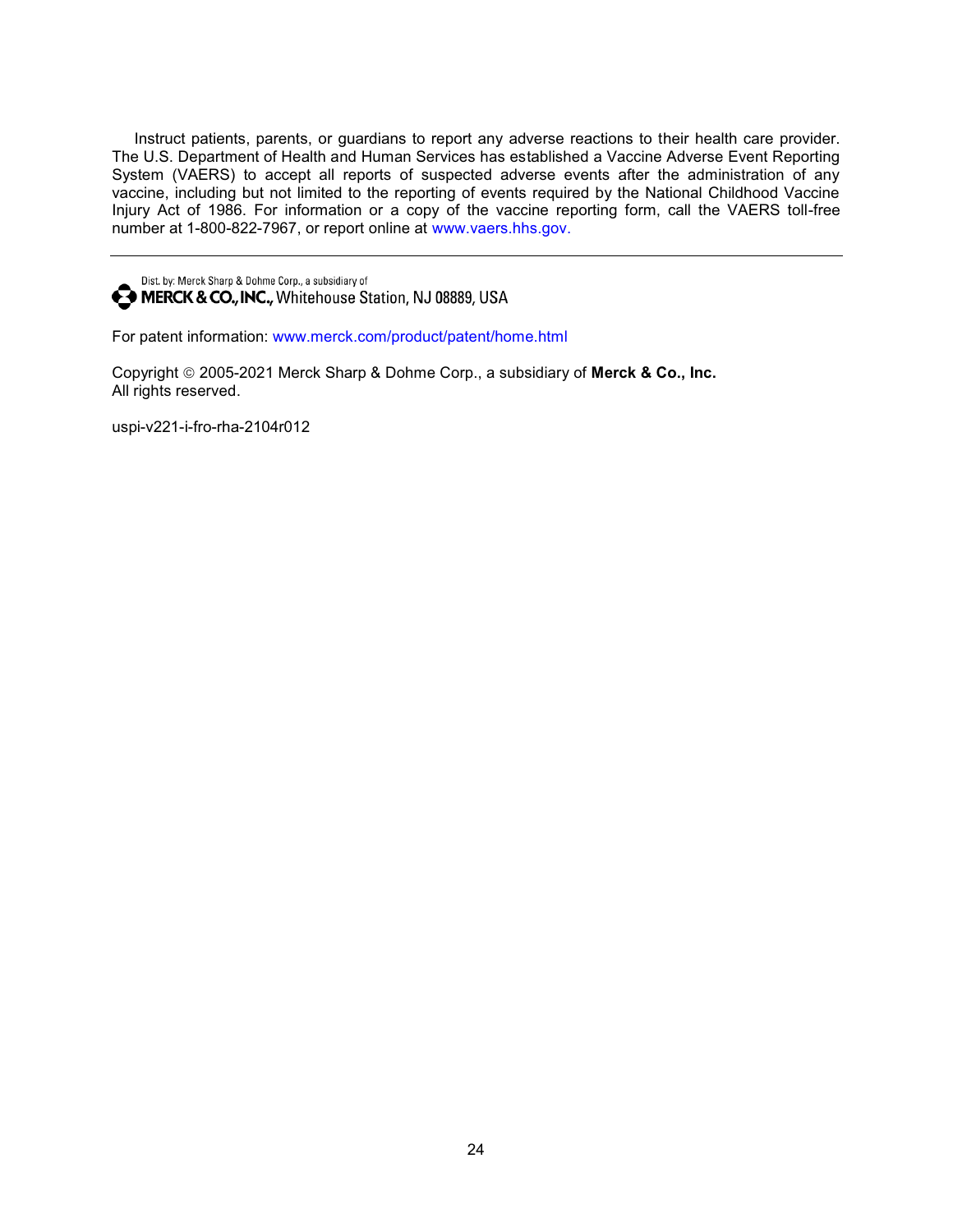Instruct patients, parents, or guardians to report any adverse reactions to their health care provider. The U.S. Department of Health and Human Services has established a Vaccine Adverse Event Reporting System (VAERS) to accept all reports of suspected adverse events after the administration of any vaccine, including but not limited to the reporting of events required by the National Childhood Vaccine Injury Act of 1986. For information or a copy of the vaccine reporting form, call the VAERS toll-free number at 1-800-822-7967, or report online at www.vaers.hhs.gov.

---

Dist. by: Merck Sharp & Dohme Corp., a subsidiary of
**MERCK & CO., INC.,** Whitehouse Station, NJ 08889, USA

For patent information: www.merck.com/product/patent/home.html

Copyright © 2005-2021 Merck Sharp & Dohme Corp., a subsidiary of **Merck & Co., Inc.**
All rights reserved.

uspi-v221-i-fro-rha-2104r012